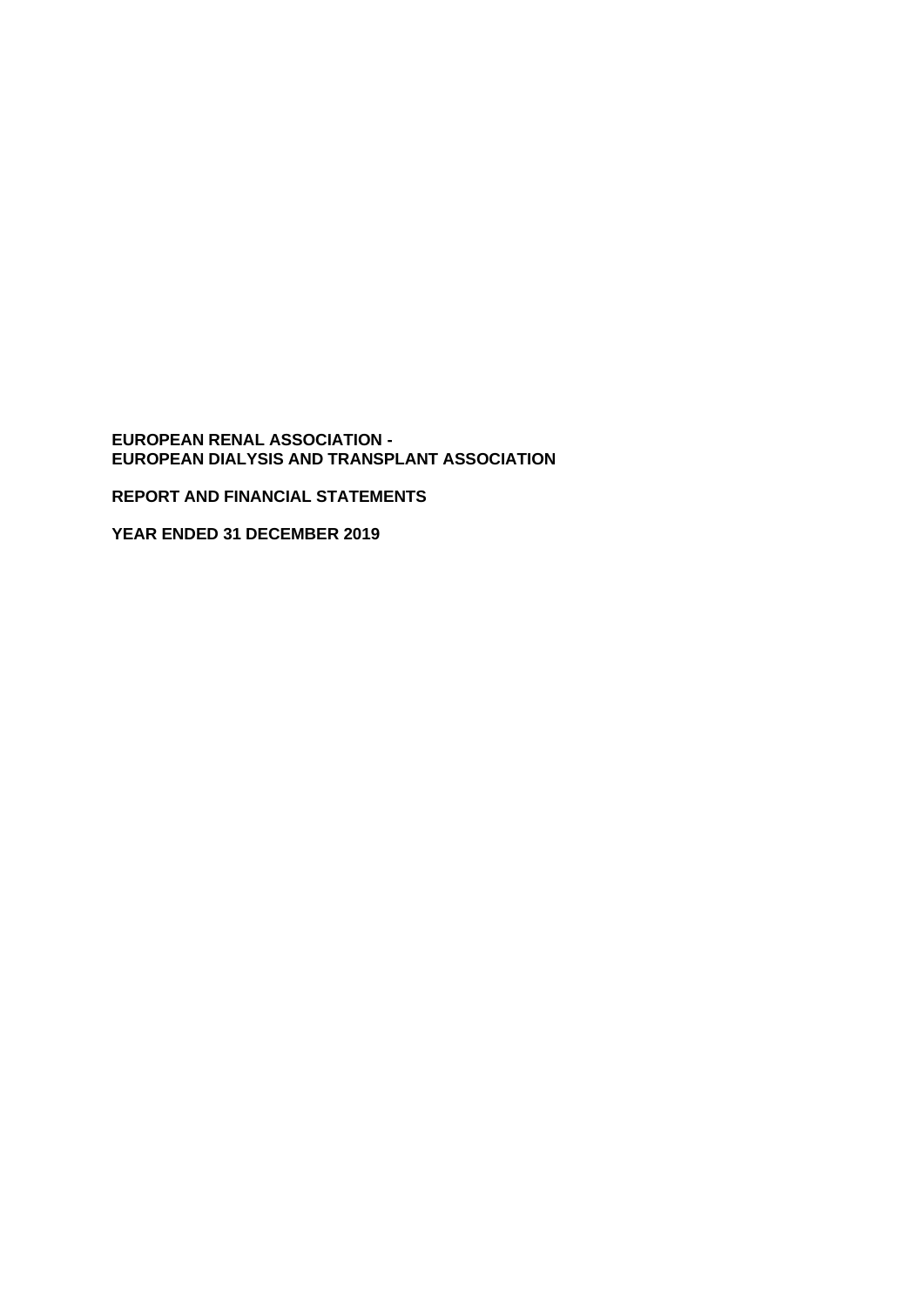**EUROPEAN RENAL ASSOCIATION -**
**EUROPEAN DIALYSIS AND TRANSPLANT ASSOCIATION**

**REPORT AND FINANCIAL STATEMENTS**

**YEAR ENDED 31 DECEMBER 2019**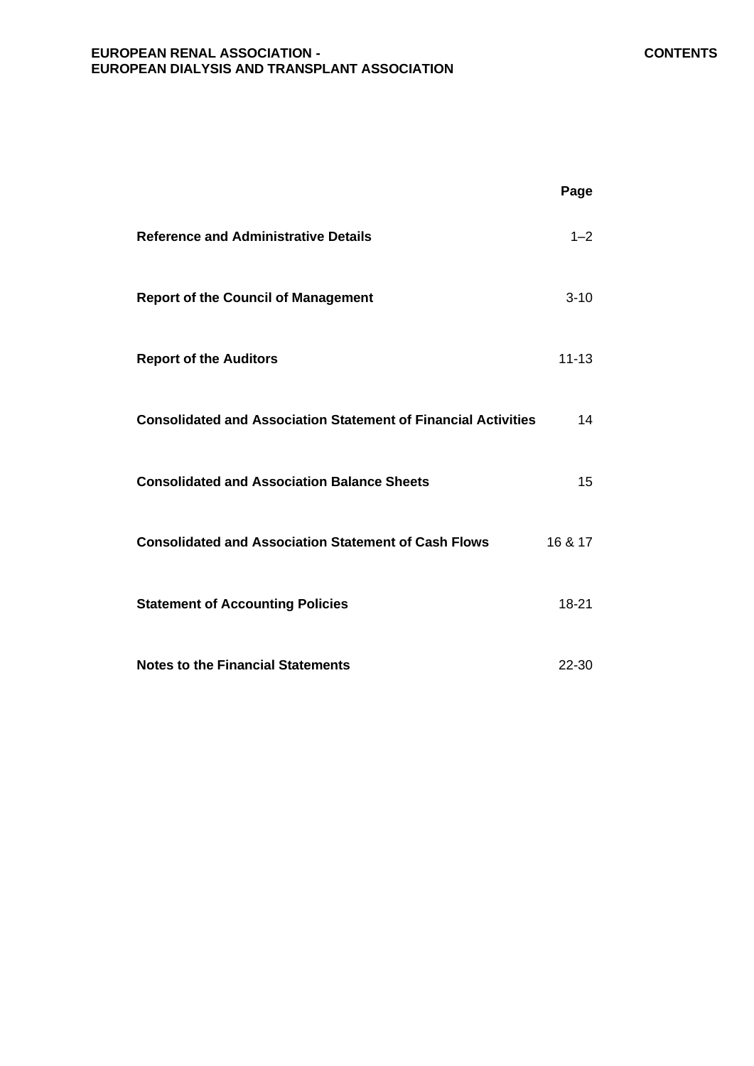# CONTENTS

| | Page |
|---|---|
| **Reference and Administrative Details** | 1–2 |
| **Report of the Council of Management** | 3-10 |
| **Report of the Auditors** | 11-13 |
| **Consolidated and Association Statement of Financial Activities** | 14 |
| **Consolidated and Association Balance Sheets** | 15 |
| **Consolidated and Association Statement of Cash Flows** | 16 & 17 |
| **Statement of Accounting Policies** | 18-21 |
| **Notes to the Financial Statements** | 22-30 |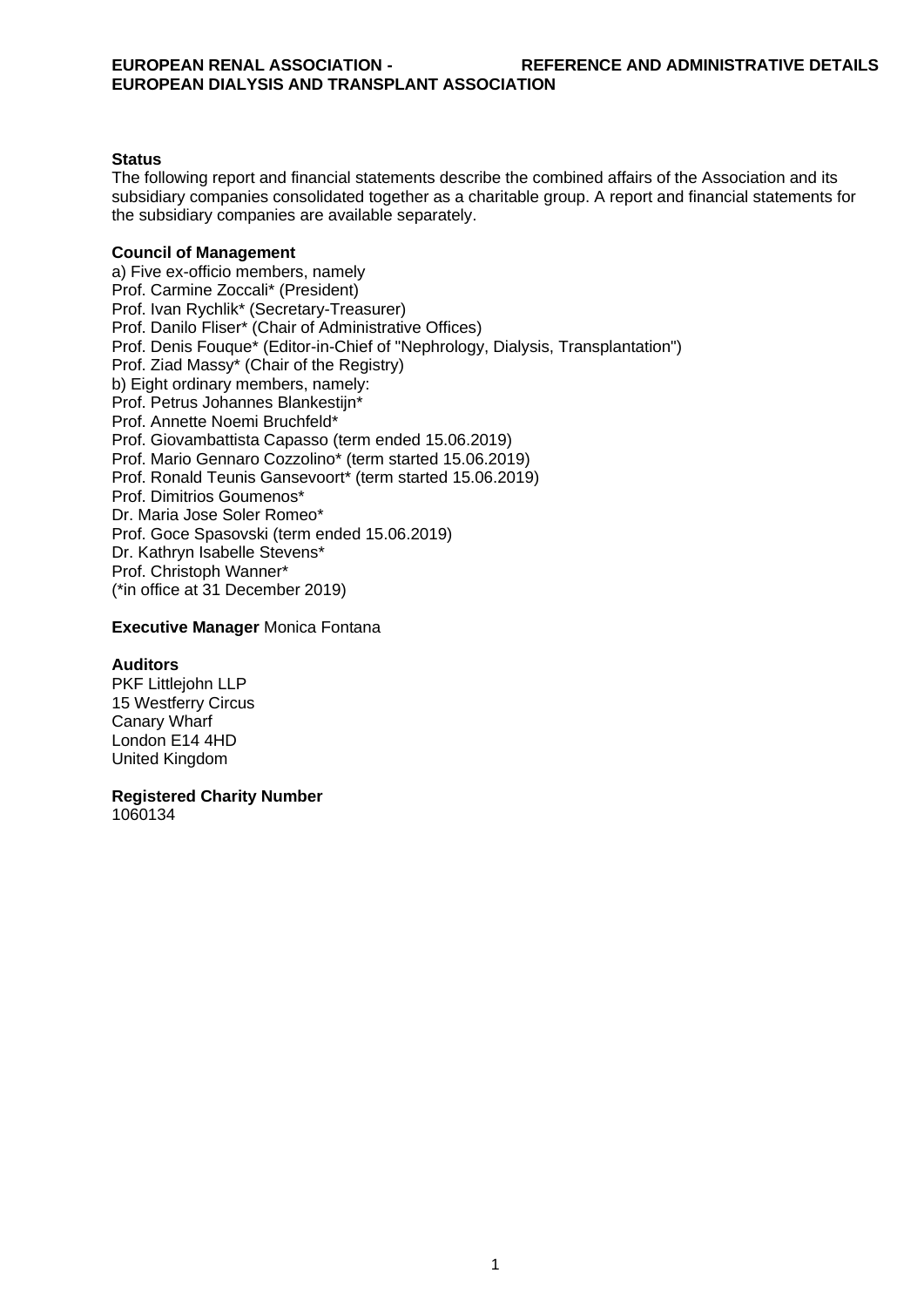## Status

The following report and financial statements describe the combined affairs of the Association and its subsidiary companies consolidated together as a charitable group. A report and financial statements for the subsidiary companies are available separately.

## Council of Management

a) Five ex-officio members, namely
Prof. Carmine Zoccali* (President)
Prof. Ivan Rychlik* (Secretary-Treasurer)
Prof. Danilo Fliser* (Chair of Administrative Offices)
Prof. Denis Fouque* (Editor-in-Chief of "Nephrology, Dialysis, Transplantation")
Prof. Ziad Massy* (Chair of the Registry)
b) Eight ordinary members, namely:
Prof. Petrus Johannes Blankestijn*
Prof. Annette Noemi Bruchfeld*
Prof. Giovambattista Capasso (term ended 15.06.2019)
Prof. Mario Gennaro Cozzolino* (term started 15.06.2019)
Prof. Ronald Teunis Gansevoort* (term started 15.06.2019)
Prof. Dimitrios Goumenos*
Dr. Maria Jose Soler Romeo*
Prof. Goce Spasovski (term ended 15.06.2019)
Dr. Kathryn Isabelle Stevens*
Prof. Christoph Wanner*
(*in office at 31 December 2019)

**Executive Manager** Monica Fontana

## Auditors

PKF Littlejohn LLP
15 Westferry Circus
Canary Wharf
London E14 4HD
United Kingdom

## Registered Charity Number

1060134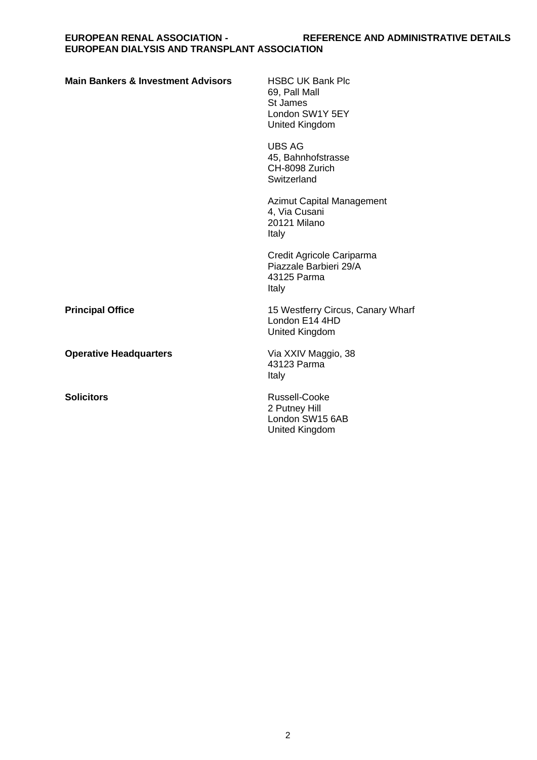**Main Bankers & Investment Advisors**

HSBC UK Bank Plc
69, Pall Mall
St James
London SW1Y 5EY
United Kingdom

UBS AG
45, Bahnhofstrasse
CH-8098 Zurich
Switzerland

Azimut Capital Management
4, Via Cusani
20121 Milano
Italy

Credit Agricole Cariparma
Piazzale Barbieri 29/A
43125 Parma
Italy

**Principal Office**

15 Westferry Circus, Canary Wharf
London E14 4HD
United Kingdom

**Operative Headquarters**

Via XXIV Maggio, 38
43123 Parma
Italy

**Solicitors**

Russell-Cooke
2 Putney Hill
London SW15 6AB
United Kingdom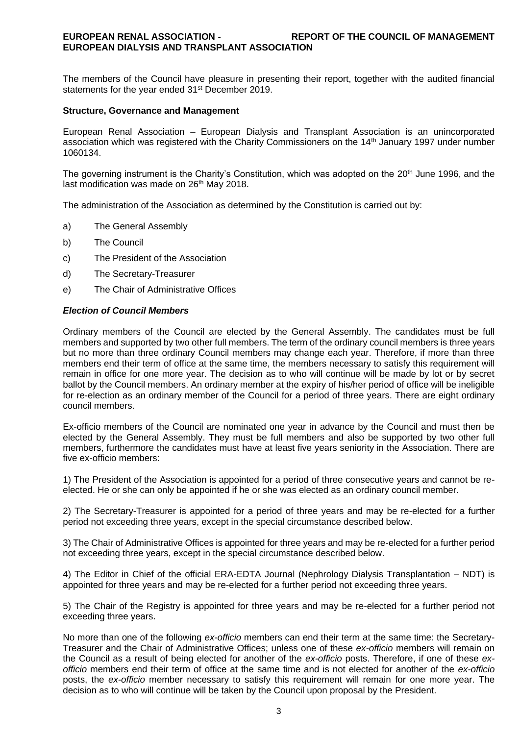The members of the Council have pleasure in presenting their report, together with the audited financial statements for the year ended 31st December 2019.

**Structure, Governance and Management**

European Renal Association – European Dialysis and Transplant Association is an unincorporated association which was registered with the Charity Commissioners on the 14th January 1997 under number 1060134.

The governing instrument is the Charity's Constitution, which was adopted on the 20th June 1996, and the last modification was made on 26th May 2018.

The administration of the Association as determined by the Constitution is carried out by:

a) The General Assembly

b) The Council

c) The President of the Association

d) The Secretary-Treasurer

e) The Chair of Administrative Offices

***Election of Council Members***

Ordinary members of the Council are elected by the General Assembly. The candidates must be full members and supported by two other full members. The term of the ordinary council members is three years but no more than three ordinary Council members may change each year. Therefore, if more than three members end their term of office at the same time, the members necessary to satisfy this requirement will remain in office for one more year. The decision as to who will continue will be made by lot or by secret ballot by the Council members. An ordinary member at the expiry of his/her period of office will be ineligible for re-election as an ordinary member of the Council for a period of three years. There are eight ordinary council members.

Ex-officio members of the Council are nominated one year in advance by the Council and must then be elected by the General Assembly. They must be full members and also be supported by two other full members, furthermore the candidates must have at least five years seniority in the Association. There are five ex-officio members:

1) The President of the Association is appointed for a period of three consecutive years and cannot be re-elected. He or she can only be appointed if he or she was elected as an ordinary council member.

2) The Secretary-Treasurer is appointed for a period of three years and may be re-elected for a further period not exceeding three years, except in the special circumstance described below.

3) The Chair of Administrative Offices is appointed for three years and may be re-elected for a further period not exceeding three years, except in the special circumstance described below.

4) The Editor in Chief of the official ERA-EDTA Journal (Nephrology Dialysis Transplantation – NDT) is appointed for three years and may be re-elected for a further period not exceeding three years.

5) The Chair of the Registry is appointed for three years and may be re-elected for a further period not exceeding three years.

No more than one of the following *ex-officio* members can end their term at the same time: the Secretary-Treasurer and the Chair of Administrative Offices; unless one of these *ex-officio* members will remain on the Council as a result of being elected for another of the *ex-officio* posts. Therefore, if one of these *ex-officio* members end their term of office at the same time and is not elected for another of the *ex-officio* posts, the *ex-officio* member necessary to satisfy this requirement will remain for one more year. The decision as to who will continue will be taken by the Council upon proposal by the President.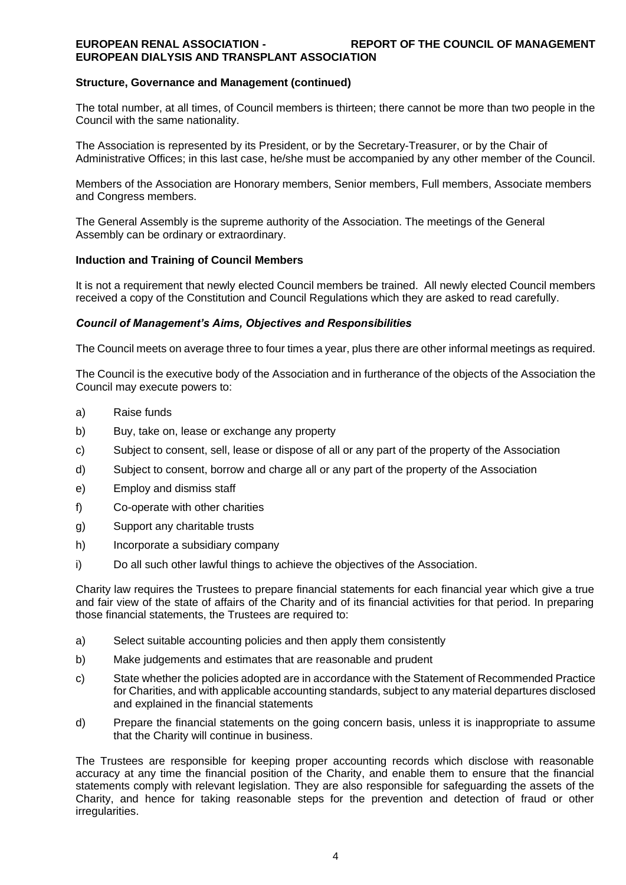**Structure, Governance and Management (continued)**

The total number, at all times, of Council members is thirteen; there cannot be more than two people in the Council with the same nationality.

The Association is represented by its President, or by the Secretary-Treasurer, or by the Chair of Administrative Offices; in this last case, he/she must be accompanied by any other member of the Council.

Members of the Association are Honorary members, Senior members, Full members, Associate members and Congress members.

The General Assembly is the supreme authority of the Association. The meetings of the General Assembly can be ordinary or extraordinary.

**Induction and Training of Council Members**

It is not a requirement that newly elected Council members be trained. All newly elected Council members received a copy of the Constitution and Council Regulations which they are asked to read carefully.

***Council of Management's Aims, Objectives and Responsibilities***

The Council meets on average three to four times a year, plus there are other informal meetings as required.

The Council is the executive body of the Association and in furtherance of the objects of the Association the Council may execute powers to:

a) Raise funds

b) Buy, take on, lease or exchange any property

c) Subject to consent, sell, lease or dispose of all or any part of the property of the Association

d) Subject to consent, borrow and charge all or any part of the property of the Association

e) Employ and dismiss staff

f) Co-operate with other charities

g) Support any charitable trusts

h) Incorporate a subsidiary company

i) Do all such other lawful things to achieve the objectives of the Association.

Charity law requires the Trustees to prepare financial statements for each financial year which give a true and fair view of the state of affairs of the Charity and of its financial activities for that period. In preparing those financial statements, the Trustees are required to:

a) Select suitable accounting policies and then apply them consistently

b) Make judgements and estimates that are reasonable and prudent

c) State whether the policies adopted are in accordance with the Statement of Recommended Practice for Charities, and with applicable accounting standards, subject to any material departures disclosed and explained in the financial statements

d) Prepare the financial statements on the going concern basis, unless it is inappropriate to assume that the Charity will continue in business.

The Trustees are responsible for keeping proper accounting records which disclose with reasonable accuracy at any time the financial position of the Charity, and enable them to ensure that the financial statements comply with relevant legislation. They are also responsible for safeguarding the assets of the Charity, and hence for taking reasonable steps for the prevention and detection of fraud or other irregularities.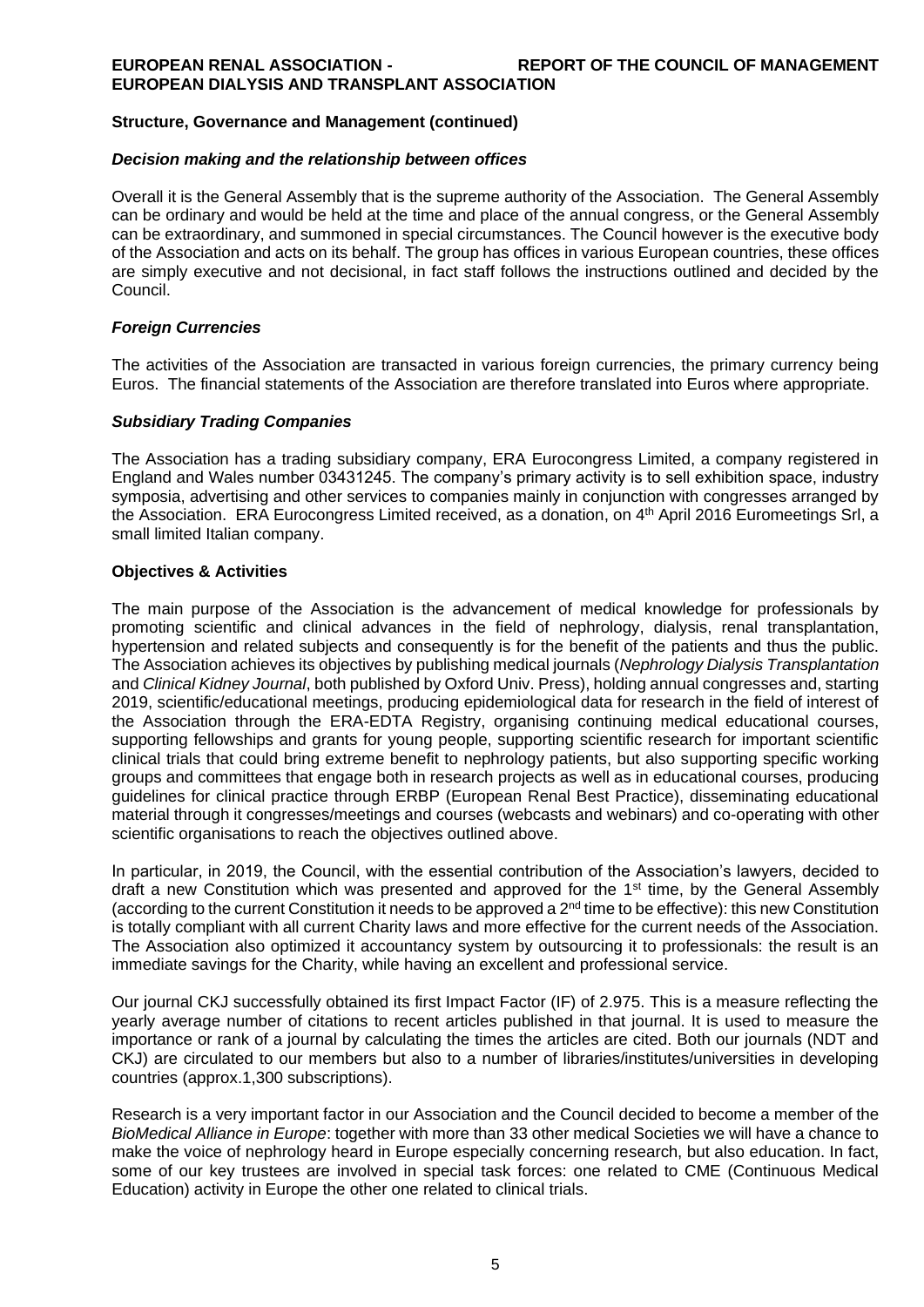**Structure, Governance and Management (continued)**

***Decision making and the relationship between offices***

Overall it is the General Assembly that is the supreme authority of the Association. The General Assembly can be ordinary and would be held at the time and place of the annual congress, or the General Assembly can be extraordinary, and summoned in special circumstances. The Council however is the executive body of the Association and acts on its behalf. The group has offices in various European countries, these offices are simply executive and not decisional, in fact staff follows the instructions outlined and decided by the Council.

***Foreign Currencies***

The activities of the Association are transacted in various foreign currencies, the primary currency being Euros. The financial statements of the Association are therefore translated into Euros where appropriate.

***Subsidiary Trading Companies***

The Association has a trading subsidiary company, ERA Eurocongress Limited, a company registered in England and Wales number 03431245. The company's primary activity is to sell exhibition space, industry symposia, advertising and other services to companies mainly in conjunction with congresses arranged by the Association. ERA Eurocongress Limited received, as a donation, on 4th April 2016 Euromeetings Srl, a small limited Italian company.

**Objectives & Activities**

The main purpose of the Association is the advancement of medical knowledge for professionals by promoting scientific and clinical advances in the field of nephrology, dialysis, renal transplantation, hypertension and related subjects and consequently is for the benefit of the patients and thus the public. The Association achieves its objectives by publishing medical journals (*Nephrology Dialysis Transplantation* and *Clinical Kidney Journal*, both published by Oxford Univ. Press), holding annual congresses and, starting 2019, scientific/educational meetings, producing epidemiological data for research in the field of interest of the Association through the ERA-EDTA Registry, organising continuing medical educational courses, supporting fellowships and grants for young people, supporting scientific research for important scientific clinical trials that could bring extreme benefit to nephrology patients, but also supporting specific working groups and committees that engage both in research projects as well as in educational courses, producing guidelines for clinical practice through ERBP (European Renal Best Practice), disseminating educational material through it congresses/meetings and courses (webcasts and webinars) and co-operating with other scientific organisations to reach the objectives outlined above.

In particular, in 2019, the Council, with the essential contribution of the Association's lawyers, decided to draft a new Constitution which was presented and approved for the 1st time, by the General Assembly (according to the current Constitution it needs to be approved a 2nd time to be effective): this new Constitution is totally compliant with all current Charity laws and more effective for the current needs of the Association. The Association also optimized it accountancy system by outsourcing it to professionals: the result is an immediate savings for the Charity, while having an excellent and professional service.

Our journal CKJ successfully obtained its first Impact Factor (IF) of 2.975. This is a measure reflecting the yearly average number of citations to recent articles published in that journal. It is used to measure the importance or rank of a journal by calculating the times the articles are cited. Both our journals (NDT and CKJ) are circulated to our members but also to a number of libraries/institutes/universities in developing countries (approx.1,300 subscriptions).

Research is a very important factor in our Association and the Council decided to become a member of the *BioMedical Alliance in Europe*: together with more than 33 other medical Societies we will have a chance to make the voice of nephrology heard in Europe especially concerning research, but also education. In fact, some of our key trustees are involved in special task forces: one related to CME (Continuous Medical Education) activity in Europe the other one related to clinical trials.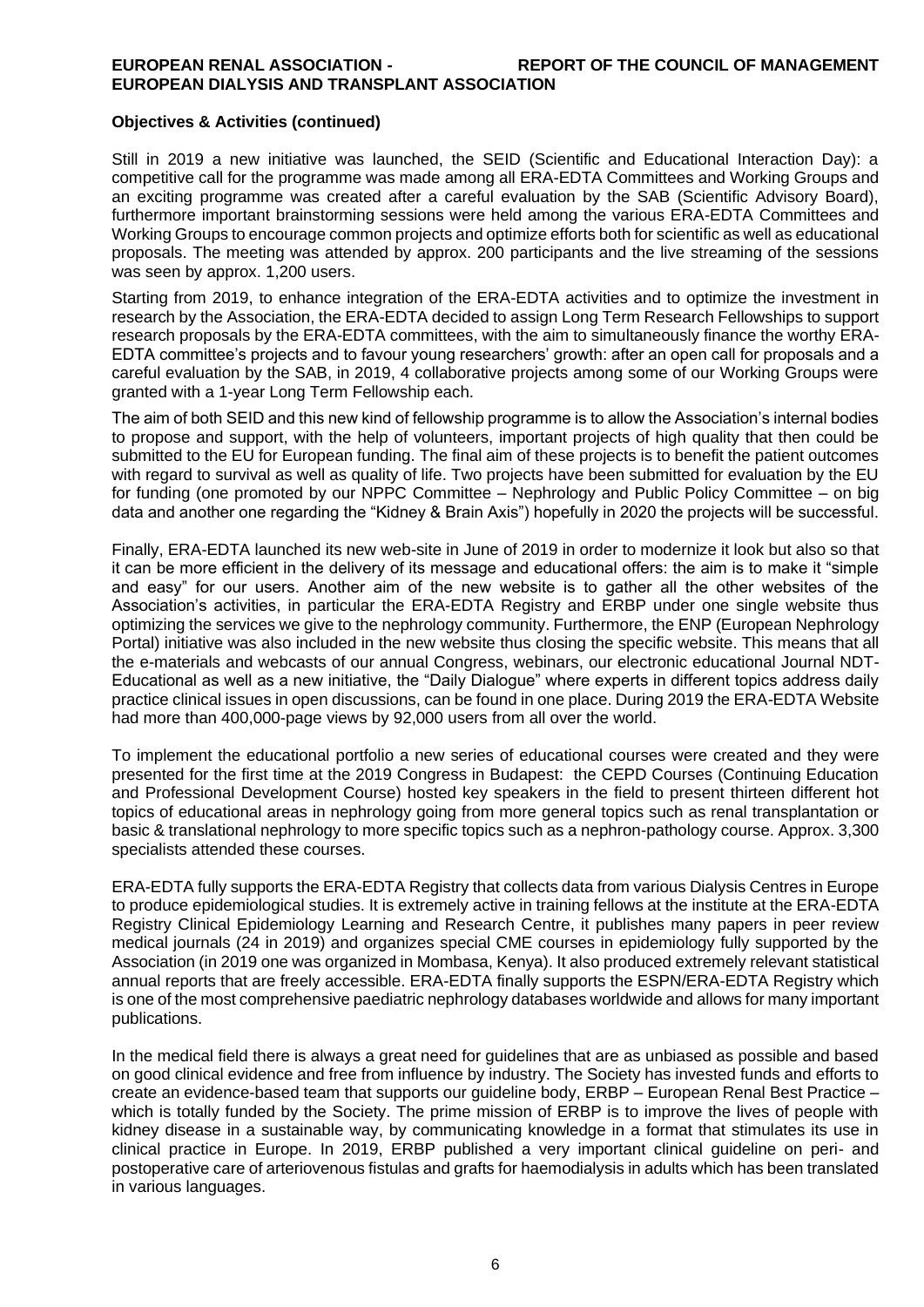**Objectives & Activities (continued)**

Still in 2019 a new initiative was launched, the SEID (Scientific and Educational Interaction Day): a competitive call for the programme was made among all ERA-EDTA Committees and Working Groups and an exciting programme was created after a careful evaluation by the SAB (Scientific Advisory Board), furthermore important brainstorming sessions were held among the various ERA-EDTA Committees and Working Groups to encourage common projects and optimize efforts both for scientific as well as educational proposals. The meeting was attended by approx. 200 participants and the live streaming of the sessions was seen by approx. 1,200 users.

Starting from 2019, to enhance integration of the ERA-EDTA activities and to optimize the investment in research by the Association, the ERA-EDTA decided to assign Long Term Research Fellowships to support research proposals by the ERA-EDTA committees, with the aim to simultaneously finance the worthy ERA-EDTA committee's projects and to favour young researchers' growth: after an open call for proposals and a careful evaluation by the SAB, in 2019, 4 collaborative projects among some of our Working Groups were granted with a 1-year Long Term Fellowship each.

The aim of both SEID and this new kind of fellowship programme is to allow the Association's internal bodies to propose and support, with the help of volunteers, important projects of high quality that then could be submitted to the EU for European funding. The final aim of these projects is to benefit the patient outcomes with regard to survival as well as quality of life. Two projects have been submitted for evaluation by the EU for funding (one promoted by our NPPC Committee – Nephrology and Public Policy Committee – on big data and another one regarding the "Kidney & Brain Axis") hopefully in 2020 the projects will be successful.

Finally, ERA-EDTA launched its new web-site in June of 2019 in order to modernize it look but also so that it can be more efficient in the delivery of its message and educational offers: the aim is to make it "simple and easy" for our users. Another aim of the new website is to gather all the other websites of the Association's activities, in particular the ERA-EDTA Registry and ERBP under one single website thus optimizing the services we give to the nephrology community. Furthermore, the ENP (European Nephrology Portal) initiative was also included in the new website thus closing the specific website. This means that all the e-materials and webcasts of our annual Congress, webinars, our electronic educational Journal NDT-Educational as well as a new initiative, the "Daily Dialogue" where experts in different topics address daily practice clinical issues in open discussions, can be found in one place. During 2019 the ERA-EDTA Website had more than 400,000-page views by 92,000 users from all over the world.

To implement the educational portfolio a new series of educational courses were created and they were presented for the first time at the 2019 Congress in Budapest: the CEPD Courses (Continuing Education and Professional Development Course) hosted key speakers in the field to present thirteen different hot topics of educational areas in nephrology going from more general topics such as renal transplantation or basic & translational nephrology to more specific topics such as a nephron-pathology course. Approx. 3,300 specialists attended these courses.

ERA-EDTA fully supports the ERA-EDTA Registry that collects data from various Dialysis Centres in Europe to produce epidemiological studies. It is extremely active in training fellows at the institute at the ERA-EDTA Registry Clinical Epidemiology Learning and Research Centre, it publishes many papers in peer review medical journals (24 in 2019) and organizes special CME courses in epidemiology fully supported by the Association (in 2019 one was organized in Mombasa, Kenya). It also produced extremely relevant statistical annual reports that are freely accessible. ERA-EDTA finally supports the ESPN/ERA-EDTA Registry which is one of the most comprehensive paediatric nephrology databases worldwide and allows for many important publications.

In the medical field there is always a great need for guidelines that are as unbiased as possible and based on good clinical evidence and free from influence by industry. The Society has invested funds and efforts to create an evidence-based team that supports our guideline body, ERBP – European Renal Best Practice – which is totally funded by the Society. The prime mission of ERBP is to improve the lives of people with kidney disease in a sustainable way, by communicating knowledge in a format that stimulates its use in clinical practice in Europe. In 2019, ERBP published a very important clinical guideline on peri- and postoperative care of arteriovenous fistulas and grafts for haemodialysis in adults which has been translated in various languages.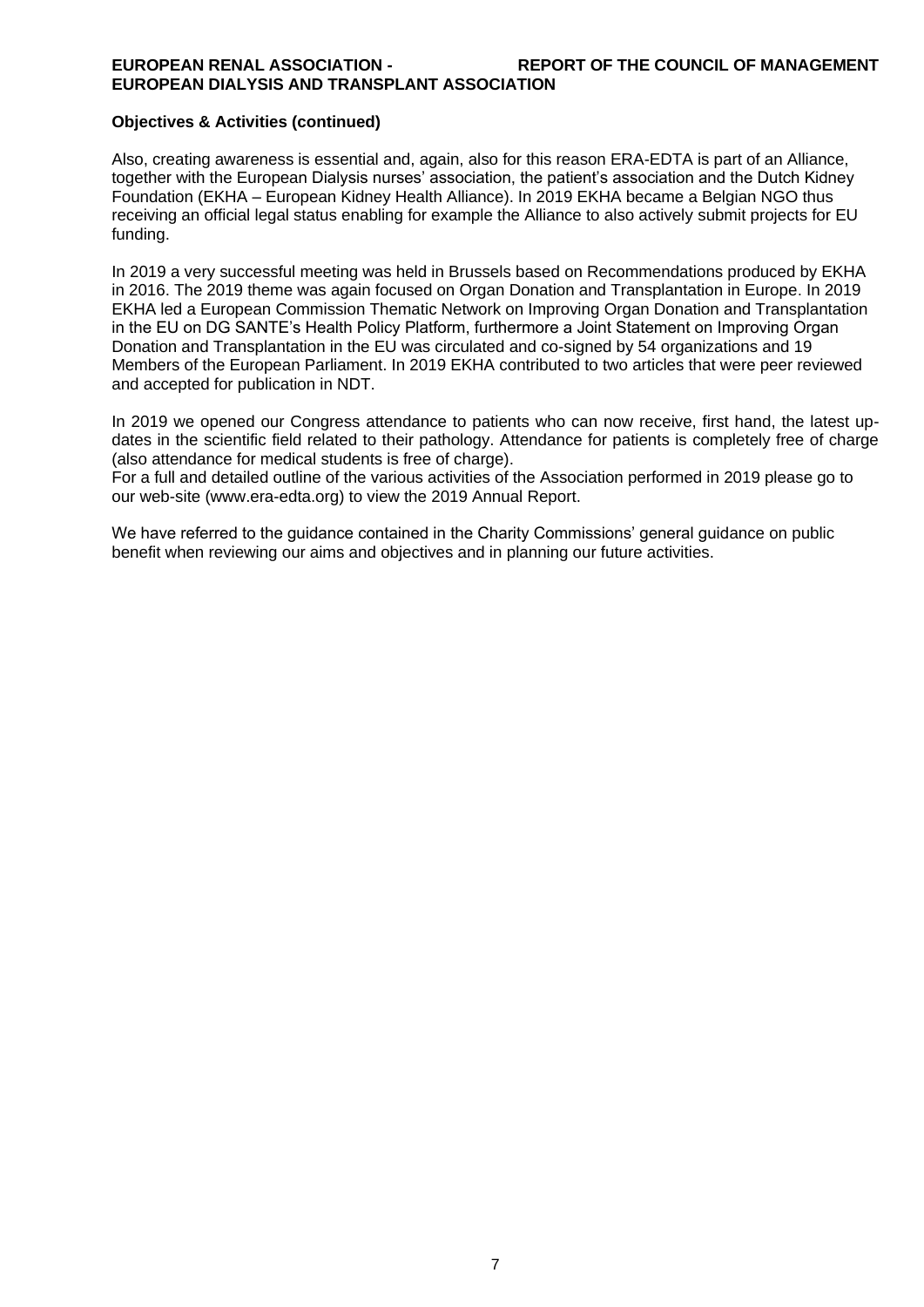**Objectives & Activities (continued)**

Also, creating awareness is essential and, again, also for this reason ERA-EDTA is part of an Alliance, together with the European Dialysis nurses' association, the patient's association and the Dutch Kidney Foundation (EKHA – European Kidney Health Alliance). In 2019 EKHA became a Belgian NGO thus receiving an official legal status enabling for example the Alliance to also actively submit projects for EU funding.

In 2019 a very successful meeting was held in Brussels based on Recommendations produced by EKHA in 2016. The 2019 theme was again focused on Organ Donation and Transplantation in Europe. In 2019 EKHA led a European Commission Thematic Network on Improving Organ Donation and Transplantation in the EU on DG SANTE's Health Policy Platform, furthermore a Joint Statement on Improving Organ Donation and Transplantation in the EU was circulated and co-signed by 54 organizations and 19 Members of the European Parliament. In 2019 EKHA contributed to two articles that were peer reviewed and accepted for publication in NDT.

In 2019 we opened our Congress attendance to patients who can now receive, first hand, the latest up-dates in the scientific field related to their pathology. Attendance for patients is completely free of charge (also attendance for medical students is free of charge).
For a full and detailed outline of the various activities of the Association performed in 2019 please go to our web-site (www.era-edta.org) to view the 2019 Annual Report.

We have referred to the guidance contained in the Charity Commissions' general guidance on public benefit when reviewing our aims and objectives and in planning our future activities.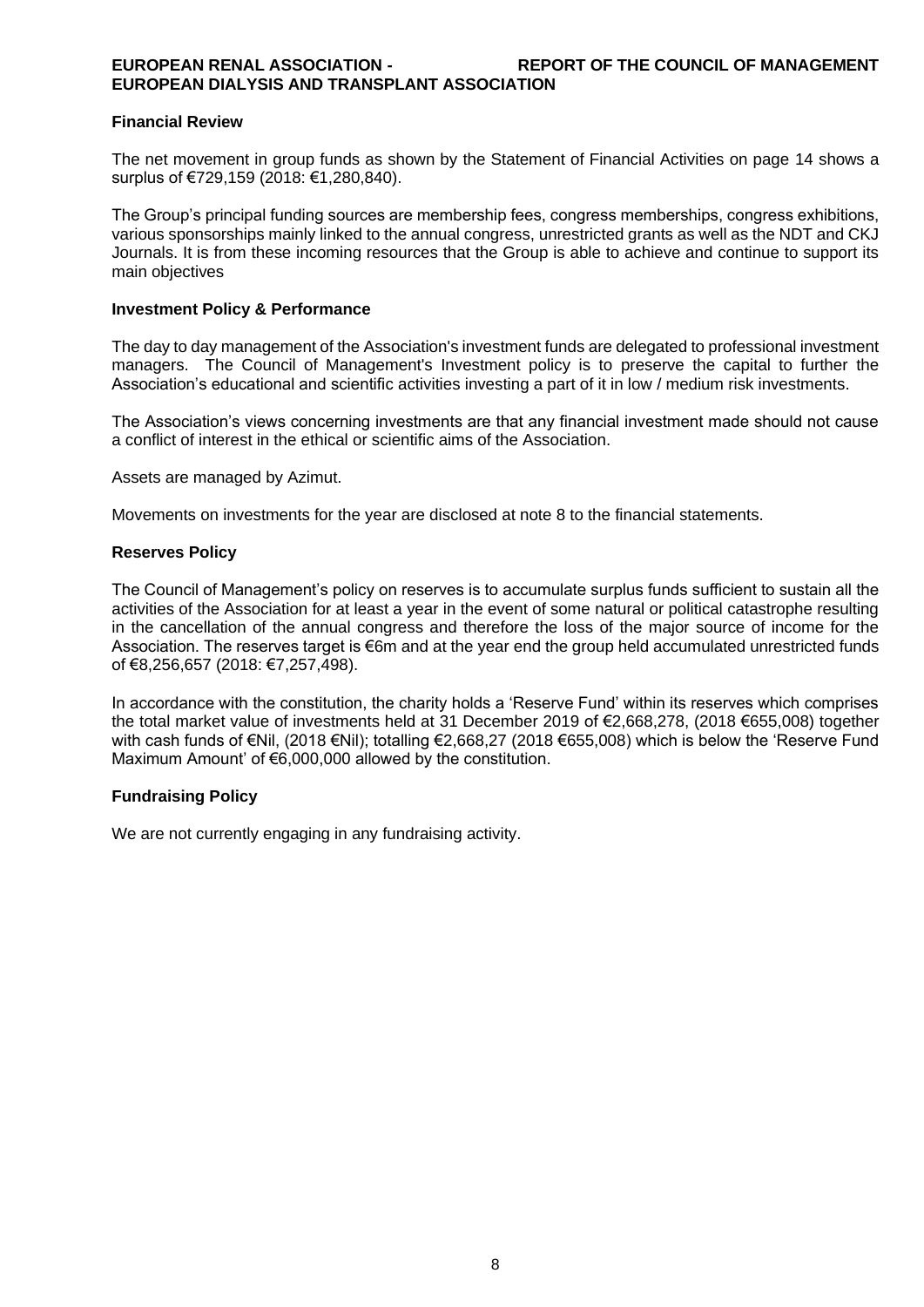## Financial Review

The net movement in group funds as shown by the Statement of Financial Activities on page 14 shows a surplus of €729,159 (2018: €1,280,840).

The Group's principal funding sources are membership fees, congress memberships, congress exhibitions, various sponsorships mainly linked to the annual congress, unrestricted grants as well as the NDT and CKJ Journals. It is from these incoming resources that the Group is able to achieve and continue to support its main objectives

## Investment Policy & Performance

The day to day management of the Association's investment funds are delegated to professional investment managers. The Council of Management's Investment policy is to preserve the capital to further the Association's educational and scientific activities investing a part of it in low / medium risk investments.

The Association's views concerning investments are that any financial investment made should not cause a conflict of interest in the ethical or scientific aims of the Association.

Assets are managed by Azimut.

Movements on investments for the year are disclosed at note 8 to the financial statements.

## Reserves Policy

The Council of Management's policy on reserves is to accumulate surplus funds sufficient to sustain all the activities of the Association for at least a year in the event of some natural or political catastrophe resulting in the cancellation of the annual congress and therefore the loss of the major source of income for the Association. The reserves target is €6m and at the year end the group held accumulated unrestricted funds of €8,256,657 (2018: €7,257,498).

In accordance with the constitution, the charity holds a 'Reserve Fund' within its reserves which comprises the total market value of investments held at 31 December 2019 of €2,668,278, (2018 €655,008) together with cash funds of €Nil, (2018 €Nil); totalling €2,668,27 (2018 €655,008) which is below the 'Reserve Fund Maximum Amount' of €6,000,000 allowed by the constitution.

## Fundraising Policy

We are not currently engaging in any fundraising activity.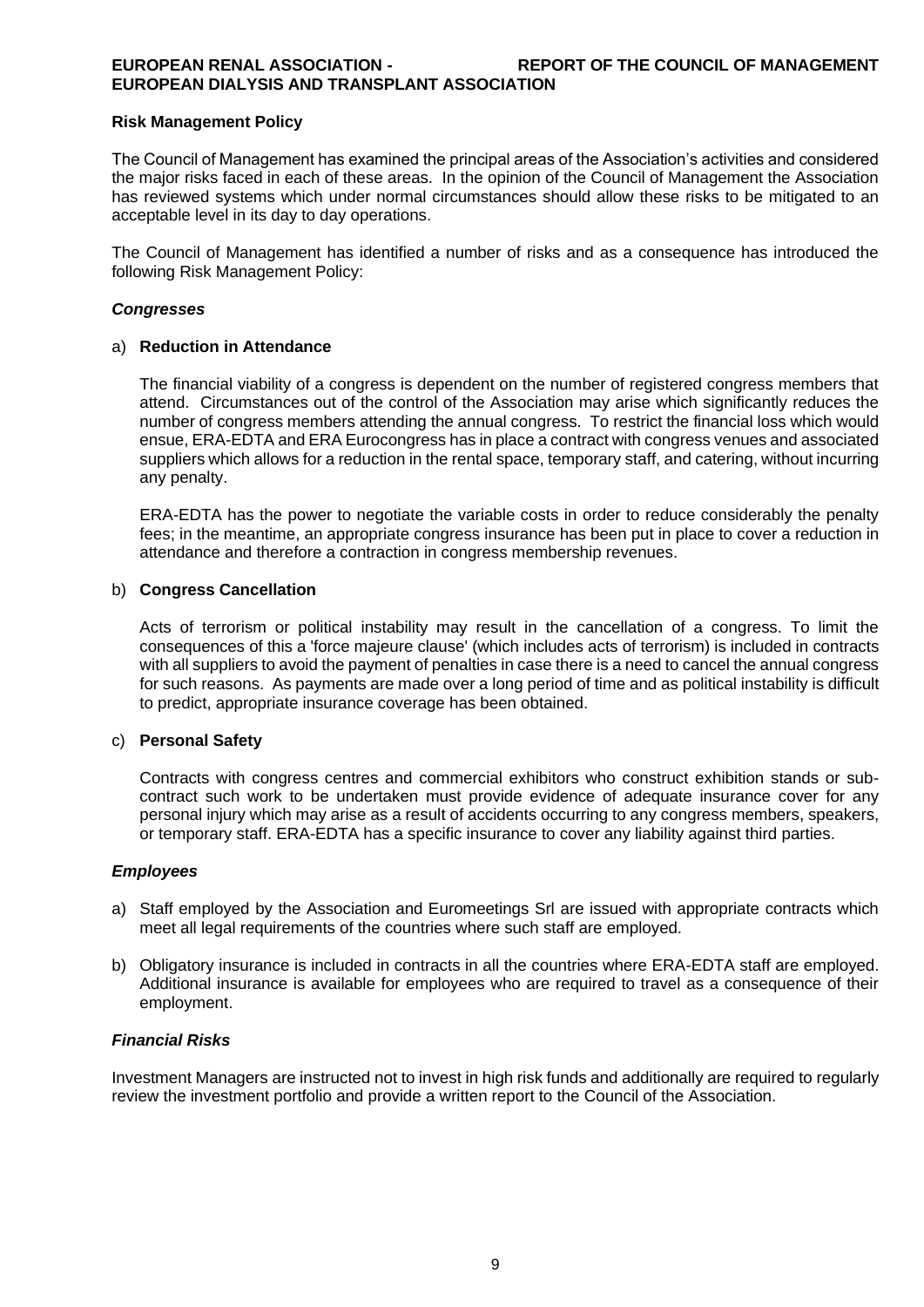## Risk Management Policy

The Council of Management has examined the principal areas of the Association's activities and considered the major risks faced in each of these areas. In the opinion of the Council of Management the Association has reviewed systems which under normal circumstances should allow these risks to be mitigated to an acceptable level in its day to day operations.

The Council of Management has identified a number of risks and as a consequence has introduced the following Risk Management Policy:

### *Congresses*

a) **Reduction in Attendance**

The financial viability of a congress is dependent on the number of registered congress members that attend. Circumstances out of the control of the Association may arise which significantly reduces the number of congress members attending the annual congress. To restrict the financial loss which would ensue, ERA-EDTA and ERA Eurocongress has in place a contract with congress venues and associated suppliers which allows for a reduction in the rental space, temporary staff, and catering, without incurring any penalty.

ERA-EDTA has the power to negotiate the variable costs in order to reduce considerably the penalty fees; in the meantime, an appropriate congress insurance has been put in place to cover a reduction in attendance and therefore a contraction in congress membership revenues.

b) **Congress Cancellation**

Acts of terrorism or political instability may result in the cancellation of a congress. To limit the consequences of this a 'force majeure clause' (which includes acts of terrorism) is included in contracts with all suppliers to avoid the payment of penalties in case there is a need to cancel the annual congress for such reasons. As payments are made over a long period of time and as political instability is difficult to predict, appropriate insurance coverage has been obtained.

c) **Personal Safety**

Contracts with congress centres and commercial exhibitors who construct exhibition stands or sub-contract such work to be undertaken must provide evidence of adequate insurance cover for any personal injury which may arise as a result of accidents occurring to any congress members, speakers, or temporary staff. ERA-EDTA has a specific insurance to cover any liability against third parties.

### *Employees*

a) Staff employed by the Association and Euromeetings Srl are issued with appropriate contracts which meet all legal requirements of the countries where such staff are employed.

b) Obligatory insurance is included in contracts in all the countries where ERA-EDTA staff are employed. Additional insurance is available for employees who are required to travel as a consequence of their employment.

### *Financial Risks*

Investment Managers are instructed not to invest in high risk funds and additionally are required to regularly review the investment portfolio and provide a written report to the Council of the Association.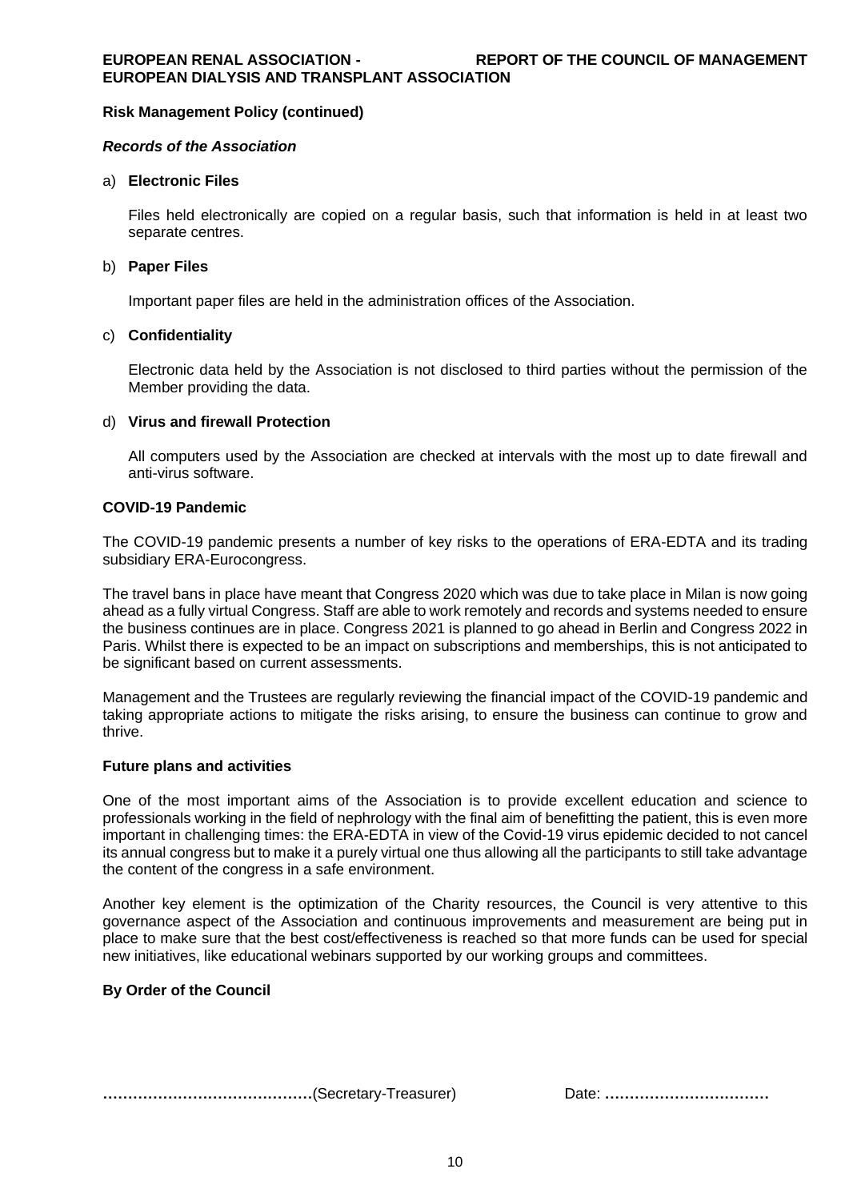**Risk Management Policy (continued)**

***Records of the Association***

a) **Electronic Files**

Files held electronically are copied on a regular basis, such that information is held in at least two separate centres.

b) **Paper Files**

Important paper files are held in the administration offices of the Association.

c) **Confidentiality**

Electronic data held by the Association is not disclosed to third parties without the permission of the Member providing the data.

d) **Virus and firewall Protection**

All computers used by the Association are checked at intervals with the most up to date firewall and anti-virus software.

**COVID-19 Pandemic**

The COVID-19 pandemic presents a number of key risks to the operations of ERA-EDTA and its trading subsidiary ERA-Eurocongress.

The travel bans in place have meant that Congress 2020 which was due to take place in Milan is now going ahead as a fully virtual Congress. Staff are able to work remotely and records and systems needed to ensure the business continues are in place. Congress 2021 is planned to go ahead in Berlin and Congress 2022 in Paris. Whilst there is expected to be an impact on subscriptions and memberships, this is not anticipated to be significant based on current assessments.

Management and the Trustees are regularly reviewing the financial impact of the COVID-19 pandemic and taking appropriate actions to mitigate the risks arising, to ensure the business can continue to grow and thrive.

**Future plans and activities**

One of the most important aims of the Association is to provide excellent education and science to professionals working in the field of nephrology with the final aim of benefitting the patient, this is even more important in challenging times: the ERA-EDTA in view of the Covid-19 virus epidemic decided to not cancel its annual congress but to make it a purely virtual one thus allowing all the participants to still take advantage the content of the congress in a safe environment.

Another key element is the optimization of the Charity resources, the Council is very attentive to this governance aspect of the Association and continuous improvements and measurement are being put in place to make sure that the best cost/effectiveness is reached so that more funds can be used for special new initiatives, like educational webinars supported by our working groups and committees.

**By Order of the Council**

**……………………………………**(Secretary-Treasurer)     Date: **……………………………**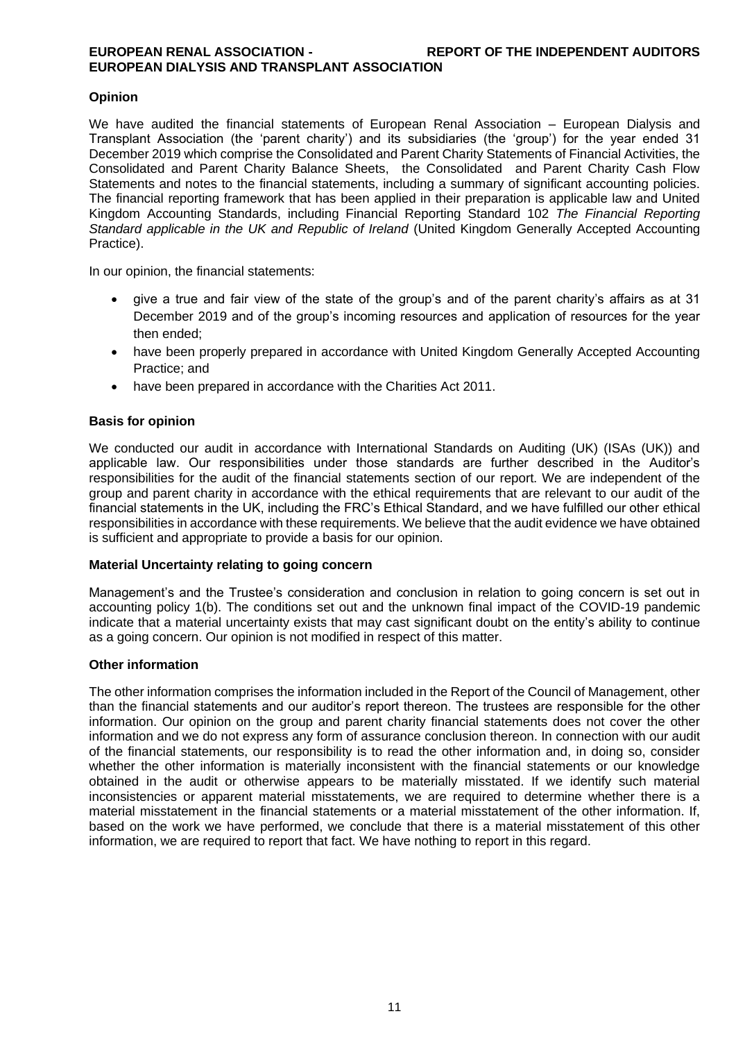## Opinion

We have audited the financial statements of European Renal Association – European Dialysis and Transplant Association (the 'parent charity') and its subsidiaries (the 'group') for the year ended 31 December 2019 which comprise the Consolidated and Parent Charity Statements of Financial Activities, the Consolidated and Parent Charity Balance Sheets, the Consolidated and Parent Charity Cash Flow Statements and notes to the financial statements, including a summary of significant accounting policies. The financial reporting framework that has been applied in their preparation is applicable law and United Kingdom Accounting Standards, including Financial Reporting Standard 102 *The Financial Reporting Standard applicable in the UK and Republic of Ireland* (United Kingdom Generally Accepted Accounting Practice).

In our opinion, the financial statements:

- give a true and fair view of the state of the group's and of the parent charity's affairs as at 31 December 2019 and of the group's incoming resources and application of resources for the year then ended;
- have been properly prepared in accordance with United Kingdom Generally Accepted Accounting Practice; and
- have been prepared in accordance with the Charities Act 2011.

## Basis for opinion

We conducted our audit in accordance with International Standards on Auditing (UK) (ISAs (UK)) and applicable law. Our responsibilities under those standards are further described in the Auditor's responsibilities for the audit of the financial statements section of our report. We are independent of the group and parent charity in accordance with the ethical requirements that are relevant to our audit of the financial statements in the UK, including the FRC's Ethical Standard, and we have fulfilled our other ethical responsibilities in accordance with these requirements. We believe that the audit evidence we have obtained is sufficient and appropriate to provide a basis for our opinion.

## Material Uncertainty relating to going concern

Management's and the Trustee's consideration and conclusion in relation to going concern is set out in accounting policy 1(b). The conditions set out and the unknown final impact of the COVID-19 pandemic indicate that a material uncertainty exists that may cast significant doubt on the entity's ability to continue as a going concern. Our opinion is not modified in respect of this matter.

## Other information

The other information comprises the information included in the Report of the Council of Management, other than the financial statements and our auditor's report thereon. The trustees are responsible for the other information. Our opinion on the group and parent charity financial statements does not cover the other information and we do not express any form of assurance conclusion thereon. In connection with our audit of the financial statements, our responsibility is to read the other information and, in doing so, consider whether the other information is materially inconsistent with the financial statements or our knowledge obtained in the audit or otherwise appears to be materially misstated. If we identify such material inconsistencies or apparent material misstatements, we are required to determine whether there is a material misstatement in the financial statements or a material misstatement of the other information. If, based on the work we have performed, we conclude that there is a material misstatement of this other information, we are required to report that fact. We have nothing to report in this regard.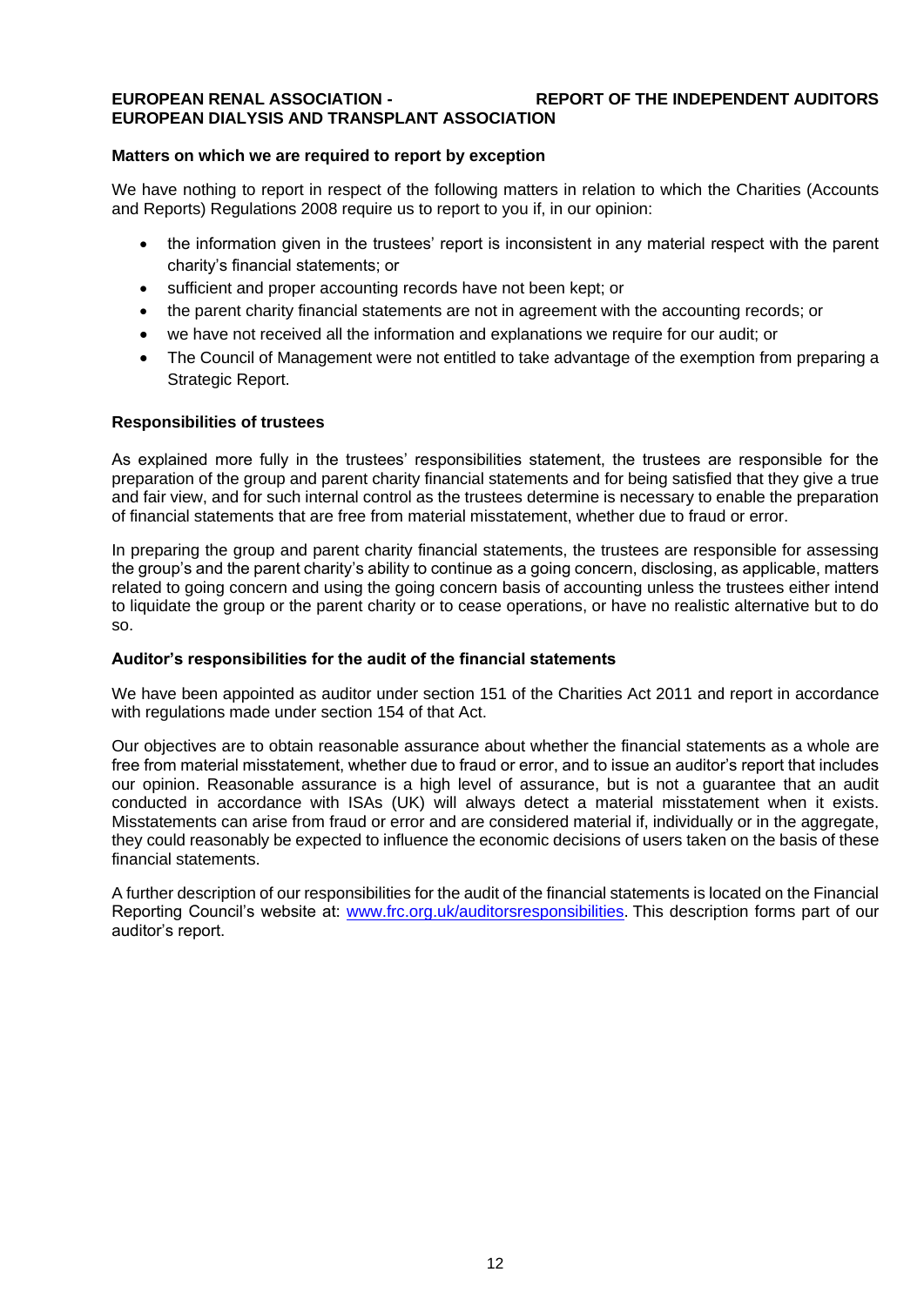## Matters on which we are required to report by exception

We have nothing to report in respect of the following matters in relation to which the Charities (Accounts and Reports) Regulations 2008 require us to report to you if, in our opinion:

- the information given in the trustees' report is inconsistent in any material respect with the parent charity's financial statements; or
- sufficient and proper accounting records have not been kept; or
- the parent charity financial statements are not in agreement with the accounting records; or
- we have not received all the information and explanations we require for our audit; or
- The Council of Management were not entitled to take advantage of the exemption from preparing a Strategic Report.

## Responsibilities of trustees

As explained more fully in the trustees' responsibilities statement, the trustees are responsible for the preparation of the group and parent charity financial statements and for being satisfied that they give a true and fair view, and for such internal control as the trustees determine is necessary to enable the preparation of financial statements that are free from material misstatement, whether due to fraud or error.

In preparing the group and parent charity financial statements, the trustees are responsible for assessing the group's and the parent charity's ability to continue as a going concern, disclosing, as applicable, matters related to going concern and using the going concern basis of accounting unless the trustees either intend to liquidate the group or the parent charity or to cease operations, or have no realistic alternative but to do so.

## Auditor's responsibilities for the audit of the financial statements

We have been appointed as auditor under section 151 of the Charities Act 2011 and report in accordance with regulations made under section 154 of that Act.

Our objectives are to obtain reasonable assurance about whether the financial statements as a whole are free from material misstatement, whether due to fraud or error, and to issue an auditor's report that includes our opinion. Reasonable assurance is a high level of assurance, but is not a guarantee that an audit conducted in accordance with ISAs (UK) will always detect a material misstatement when it exists. Misstatements can arise from fraud or error and are considered material if, individually or in the aggregate, they could reasonably be expected to influence the economic decisions of users taken on the basis of these financial statements.

A further description of our responsibilities for the audit of the financial statements is located on the Financial Reporting Council's website at: [www.frc.org.uk/auditorsresponsibilities](http://www.frc.org.uk/auditorsresponsibilities). This description forms part of our auditor's report.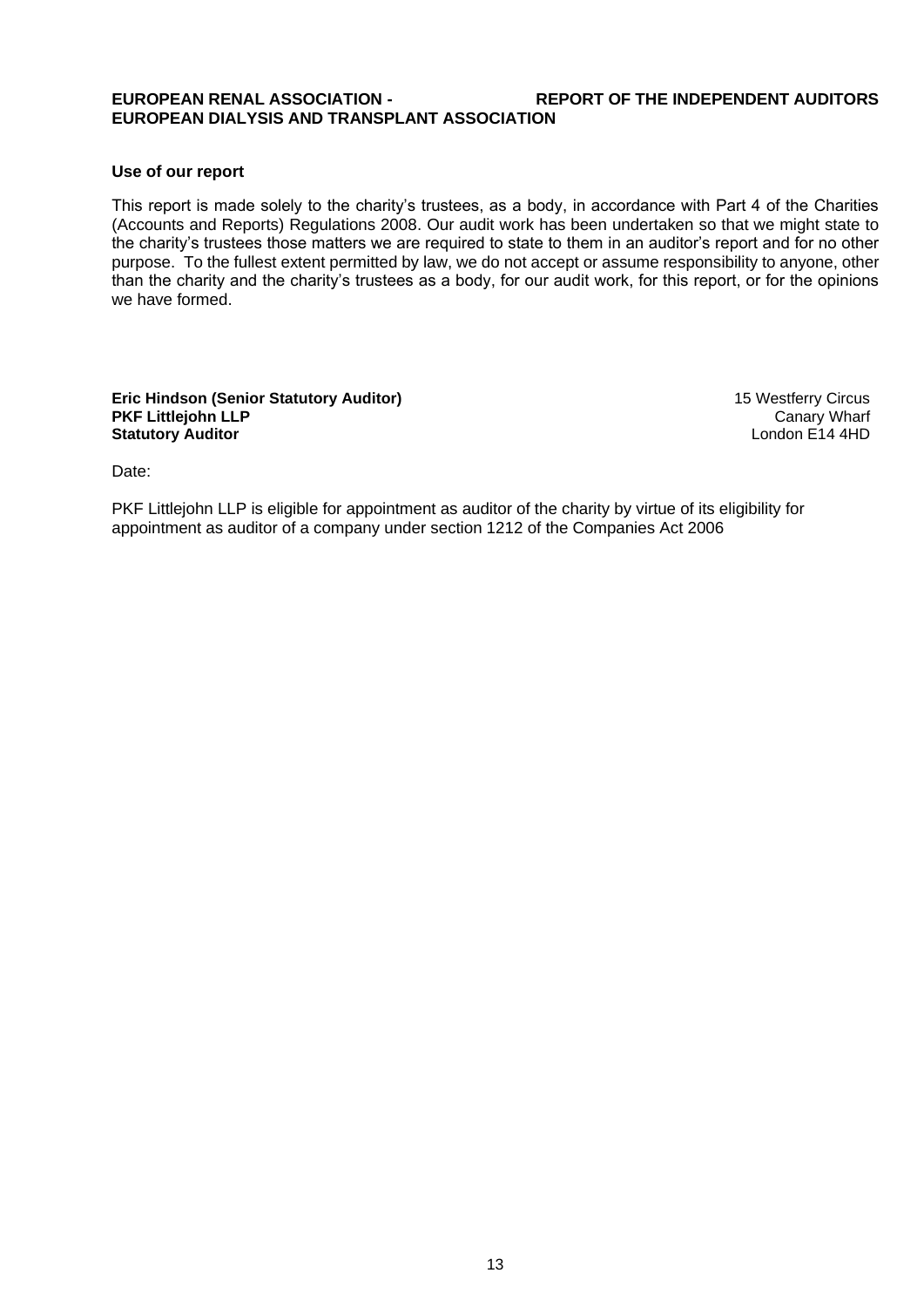### Use of our report

This report is made solely to the charity's trustees, as a body, in accordance with Part 4 of the Charities (Accounts and Reports) Regulations 2008. Our audit work has been undertaken so that we might state to the charity's trustees those matters we are required to state to them in an auditor's report and for no other purpose. To the fullest extent permitted by law, we do not accept or assume responsibility to anyone, other than the charity and the charity's trustees as a body, for our audit work, for this report, or for the opinions we have formed.

**Eric Hindson (Senior Statutory Auditor)**
**PKF Littlejohn LLP**
**Statutory Auditor**

15 Westferry Circus
Canary Wharf
London E14 4HD

Date:

PKF Littlejohn LLP is eligible for appointment as auditor of the charity by virtue of its eligibility for appointment as auditor of a company under section 1212 of the Companies Act 2006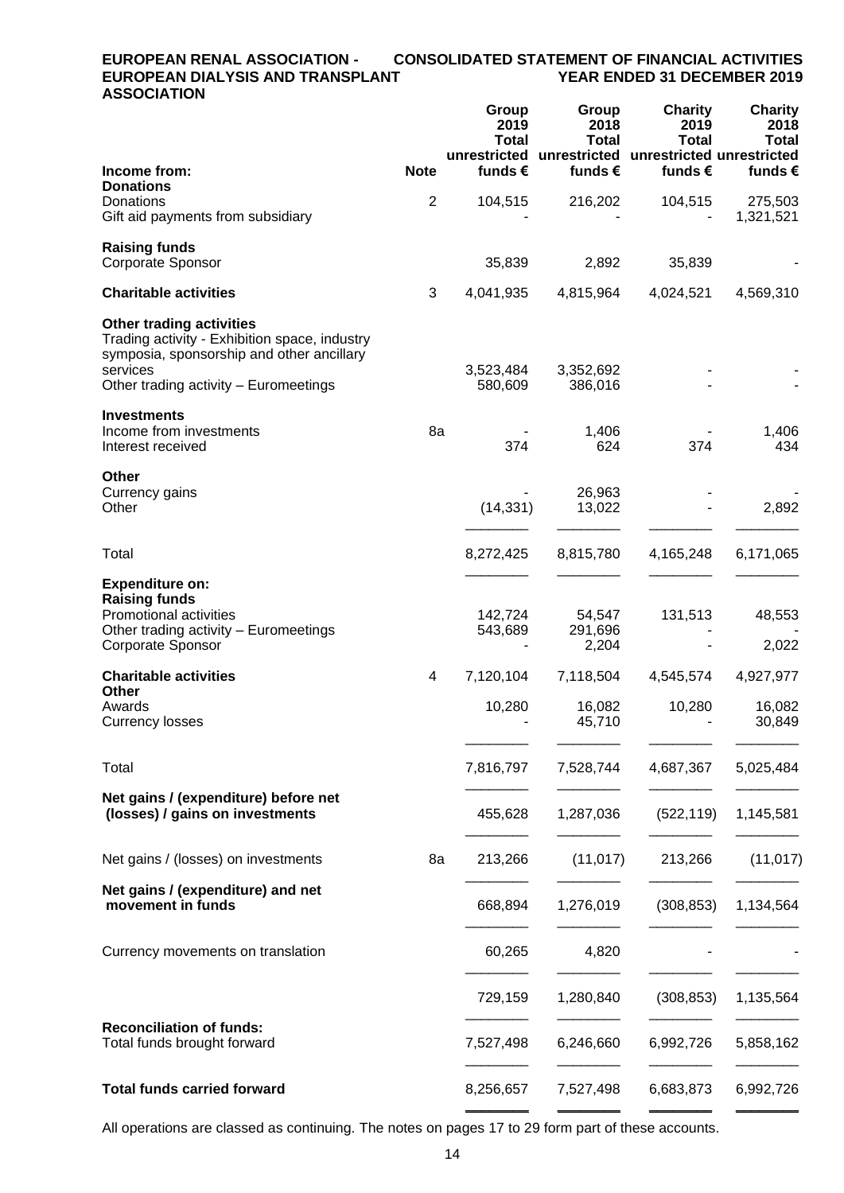**EUROPEAN RENAL ASSOCIATION - EUROPEAN DIALYSIS AND TRANSPLANT ASSOCIATION**

**CONSOLIDATED STATEMENT OF FINANCIAL ACTIVITIES YEAR ENDED 31 DECEMBER 2019**

| Income from: | Note | Group 2019 Total unrestricted funds € | Group 2018 Total unrestricted funds € | Charity 2019 Total unrestricted funds € | Charity 2018 Total unrestricted funds € |
|---|---|---|---|---|---|
| **Donations** | | | | | |
| Donations | 2 | 104,515 | 216,202 | 104,515 | 275,503 |
| Gift aid payments from subsidiary | | - | - | - | 1,321,521 |
| **Raising funds** | | | | | |
| Corporate Sponsor | | 35,839 | 2,892 | 35,839 | - |
| **Charitable activities** | 3 | 4,041,935 | 4,815,964 | 4,024,521 | 4,569,310 |
| **Other trading activities** | | | | | |
| Trading activity - Exhibition space, industry symposia, sponsorship and other ancillary services | | 3,523,484 | 3,352,692 | - | - |
| Other trading activity – Euromeetings | | 580,609 | 386,016 | - | - |
| **Investments** | | | | | |
| Income from investments | 8a | - | 1,406 | - | 1,406 |
| Interest received | | 374 | 624 | 374 | 434 |
| **Other** | | | | | |
| Currency gains | | - | 26,963 | - | - |
| Other | | (14,331) | 13,022 | - | 2,892 |
| Total | | 8,272,425 | 8,815,780 | 4,165,248 | 6,171,065 |
| **Expenditure on:** | | | | | |
| **Raising funds** | | | | | |
| Promotional activities | | 142,724 | 54,547 | 131,513 | 48,553 |
| Other trading activity – Euromeetings | | 543,689 | 291,696 | - | - |
| Corporate Sponsor | | - | 2,204 | - | 2,022 |
| **Charitable activities** | 4 | 7,120,104 | 7,118,504 | 4,545,574 | 4,927,977 |
| **Other** | | | | | |
| Awards | | 10,280 | 16,082 | 10,280 | 16,082 |
| Currency losses | | - | 45,710 | - | 30,849 |
| Total | | 7,816,797 | 7,528,744 | 4,687,367 | 5,025,484 |
| **Net gains / (expenditure) before net (losses) / gains on investments** | | 455,628 | 1,287,036 | (522,119) | 1,145,581 |
| Net gains / (losses) on investments | 8a | 213,266 | (11,017) | 213,266 | (11,017) |
| **Net gains / (expenditure) and net movement in funds** | | 668,894 | 1,276,019 | (308,853) | 1,134,564 |
| Currency movements on translation | | 60,265 | 4,820 | - | - |
| | | 729,159 | 1,280,840 | (308,853) | 1,135,564 |
| **Reconciliation of funds:** | | | | | |
| Total funds brought forward | | 7,527,498 | 6,246,660 | 6,992,726 | 5,858,162 |
| **Total funds carried forward** | | 8,256,657 | 7,527,498 | 6,683,873 | 6,992,726 |

All operations are classed as continuing. The notes on pages 17 to 29 form part of these accounts.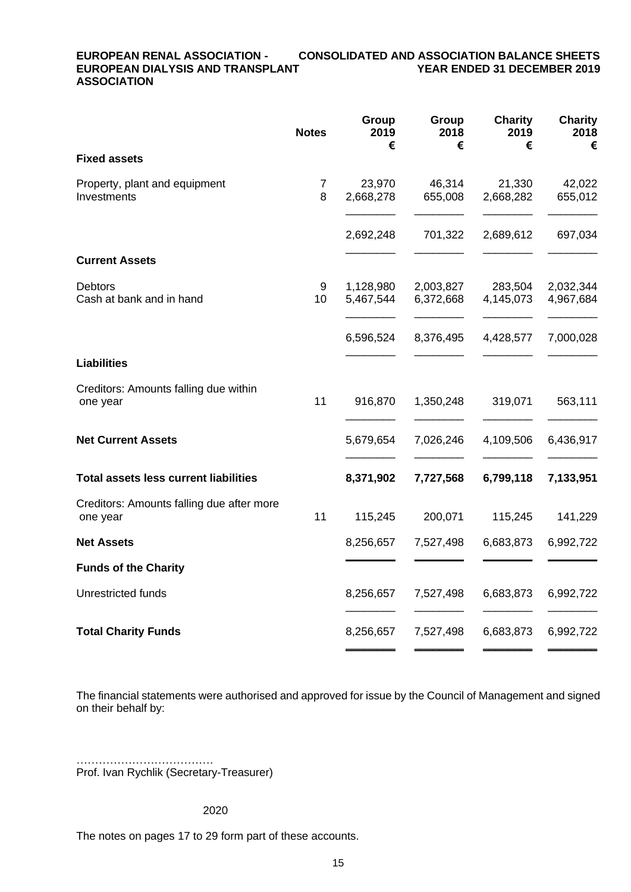**EUROPEAN RENAL ASSOCIATION - EUROPEAN DIALYSIS AND TRANSPLANT ASSOCIATION**

**CONSOLIDATED AND ASSOCIATION BALANCE SHEETS YEAR ENDED 31 DECEMBER 2019**

| | Notes | Group 2019 € | Group 2018 € | Charity 2019 € | Charity 2018 € |
|---|---|---|---|---|---|
| **Fixed assets** | | | | | |
| Property, plant and equipment | 7 | 23,970 | 46,314 | 21,330 | 42,022 |
| Investments | 8 | 2,668,278 | 655,008 | 2,668,282 | 655,012 |
| | | 2,692,248 | 701,322 | 2,689,612 | 697,034 |
| **Current Assets** | | | | | |
| Debtors | 9 | 1,128,980 | 2,003,827 | 283,504 | 2,032,344 |
| Cash at bank and in hand | 10 | 5,467,544 | 6,372,668 | 4,145,073 | 4,967,684 |
| | | 6,596,524 | 8,376,495 | 4,428,577 | 7,000,028 |
| **Liabilities** | | | | | |
| Creditors: Amounts falling due within one year | 11 | 916,870 | 1,350,248 | 319,071 | 563,111 |
| **Net Current Assets** | | 5,679,654 | 7,026,246 | 4,109,506 | 6,436,917 |
| **Total assets less current liabilities** | | **8,371,902** | **7,727,568** | **6,799,118** | **7,133,951** |
| Creditors: Amounts falling due after more one year | 11 | 115,245 | 200,071 | 115,245 | 141,229 |
| **Net Assets** | | 8,256,657 | 7,527,498 | 6,683,873 | 6,992,722 |
| **Funds of the Charity** | | | | | |
| Unrestricted funds | | 8,256,657 | 7,527,498 | 6,683,873 | 6,992,722 |
| **Total Charity Funds** | | 8,256,657 | 7,527,498 | 6,683,873 | 6,992,722 |

The financial statements were authorised and approved for issue by the Council of Management and signed on their behalf by:

……………………………….
Prof. Ivan Rychlik (Secretary-Treasurer)

2020

The notes on pages 17 to 29 form part of these accounts.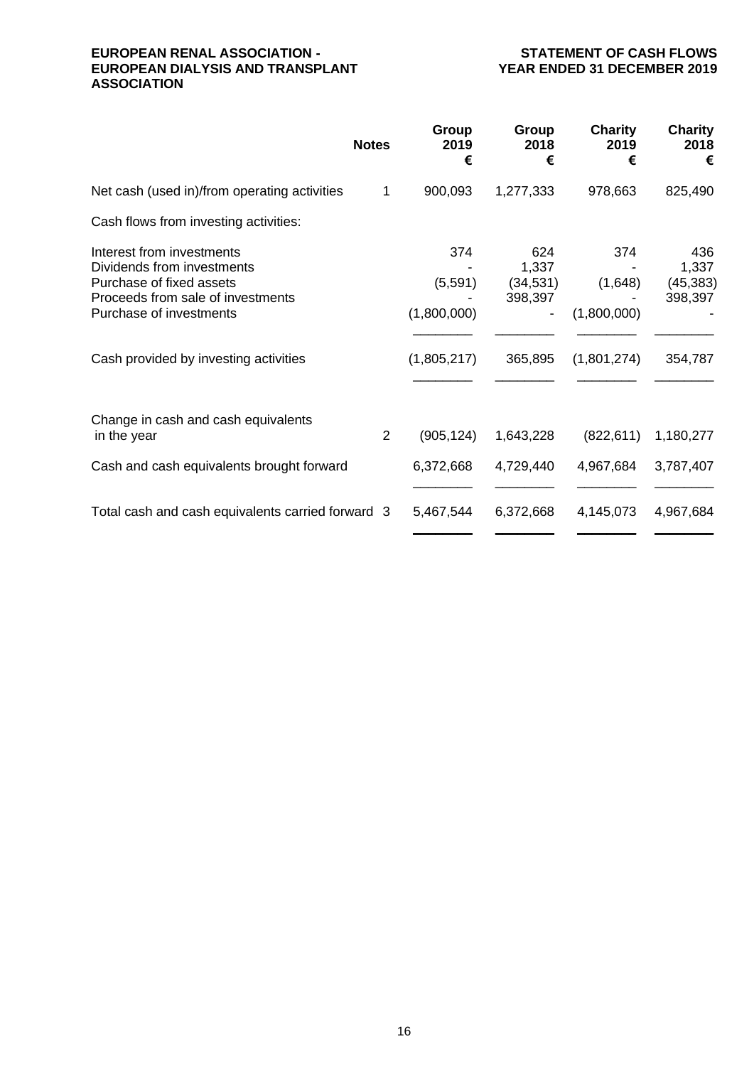**EUROPEAN RENAL ASSOCIATION - EUROPEAN DIALYSIS AND TRANSPLANT ASSOCIATION**

**STATEMENT OF CASH FLOWS YEAR ENDED 31 DECEMBER 2019**

| | Notes | Group 2019 € | Group 2018 € | Charity 2019 € | Charity 2018 € |
|---|---|---|---|---|---|
| Net cash (used in)/from operating activities | 1 | 900,093 | 1,277,333 | 978,663 | 825,490 |
| Cash flows from investing activities: | | | | | |
| Interest from investments | | 374 | 624 | 374 | 436 |
| Dividends from investments | | - | 1,337 | - | 1,337 |
| Purchase of fixed assets | | (5,591) | (34,531) | (1,648) | (45,383) |
| Proceeds from sale of investments | | - | 398,397 | - | 398,397 |
| Purchase of investments | | (1,800,000) | - | (1,800,000) | - |
| Cash provided by investing activities | | (1,805,217) | 365,895 | (1,801,274) | 354,787 |
| Change in cash and cash equivalents in the year | 2 | (905,124) | 1,643,228 | (822,611) | 1,180,277 |
| Cash and cash equivalents brought forward | | 6,372,668 | 4,729,440 | 4,967,684 | 3,787,407 |
| Total cash and cash equivalents carried forward | 3 | 5,467,544 | 6,372,668 | 4,145,073 | 4,967,684 |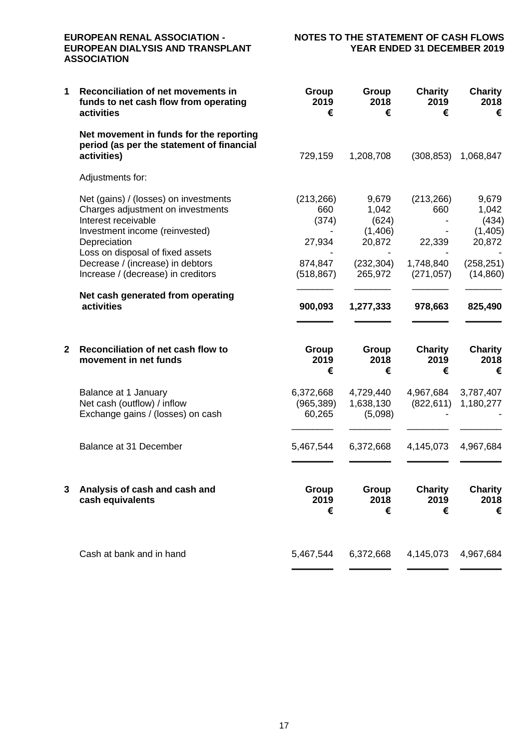**EUROPEAN RENAL ASSOCIATION - EUROPEAN DIALYSIS AND TRANSPLANT ASSOCIATION**

**NOTES TO THE STATEMENT OF CASH FLOWS YEAR ENDED 31 DECEMBER 2019**

## 1 Reconciliation of net movements in funds to net cash flow from operating activities

| | Group 2019 € | Group 2018 € | Charity 2019 € | Charity 2018 € |
|---|---|---|---|---|
| **Net movement in funds for the reporting period (as per the statement of financial activities)** | 729,159 | 1,208,708 | (308,853) | 1,068,847 |
| Adjustments for: | | | | |
| Net (gains) / (losses) on investments | (213,266) | 9,679 | (213,266) | 9,679 |
| Charges adjustment on investments | 660 | 1,042 | 660 | 1,042 |
| Interest receivable | (374) | (624) | - | (434) |
| Investment income (reinvested) | - | (1,406) | - | (1,405) |
| Depreciation | 27,934 | 20,872 | 22,339 | 20,872 |
| Loss on disposal of fixed assets | - | - | - | - |
| Decrease / (increase) in debtors | 874,847 | (232,304) | 1,748,840 | (258,251) |
| Increase / (decrease) in creditors | (518,867) | 265,972 | (271,057) | (14,860) |
| **Net cash generated from operating activities** | **900,093** | **1,277,333** | **978,663** | **825,490** |

## 2 Reconciliation of net cash flow to movement in net funds

| | Group 2019 € | Group 2018 € | Charity 2019 € | Charity 2018 € |
|---|---|---|---|---|
| Balance at 1 January | 6,372,668 | 4,729,440 | 4,967,684 | 3,787,407 |
| Net cash (outflow) / inflow | (965,389) | 1,638,130 | (822,611) | 1,180,277 |
| Exchange gains / (losses) on cash | 60,265 | (5,098) | - | - |
| Balance at 31 December | 5,467,544 | 6,372,668 | 4,145,073 | 4,967,684 |

## 3 Analysis of cash and cash and cash equivalents

| | Group 2019 € | Group 2018 € | Charity 2019 € | Charity 2018 € |
|---|---|---|---|---|
| Cash at bank and in hand | 5,467,544 | 6,372,668 | 4,145,073 | 4,967,684 |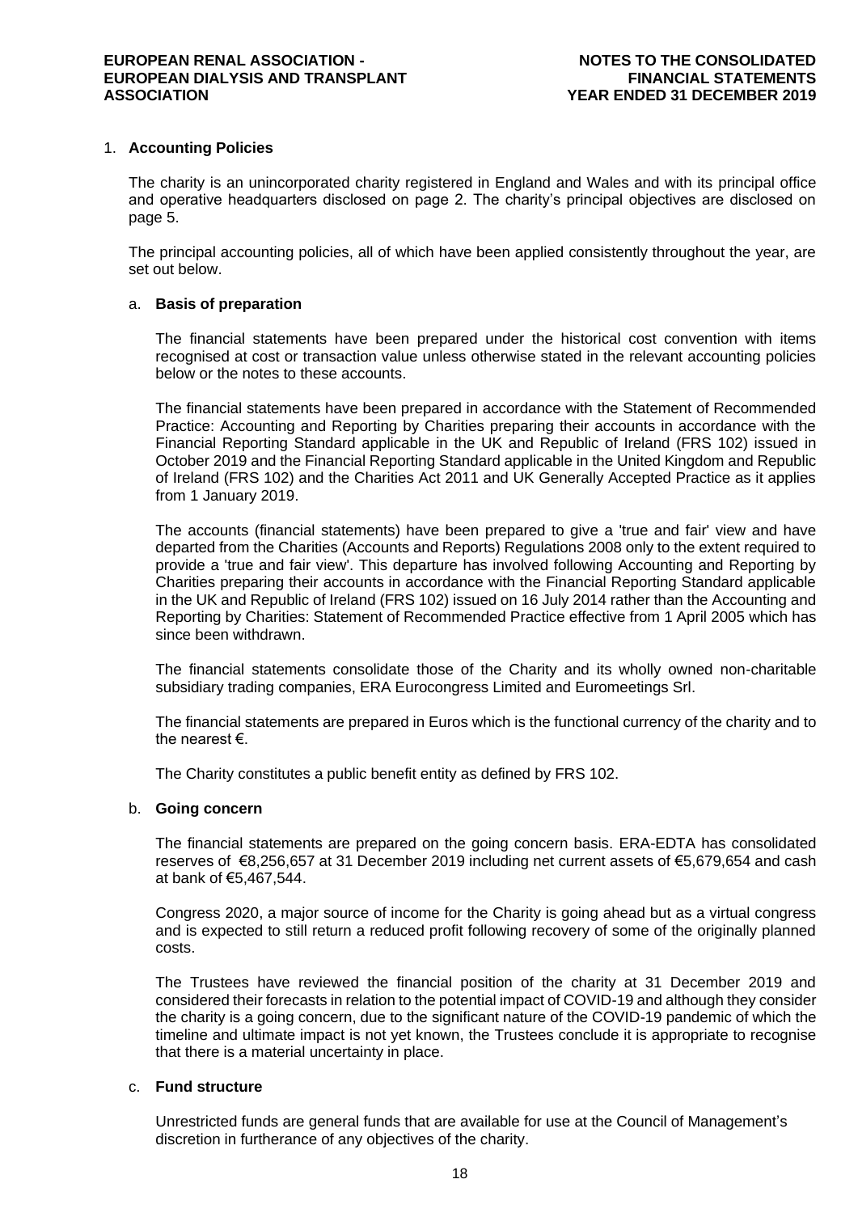## 1. Accounting Policies

The charity is an unincorporated charity registered in England and Wales and with its principal office and operative headquarters disclosed on page 2. The charity's principal objectives are disclosed on page 5.

The principal accounting policies, all of which have been applied consistently throughout the year, are set out below.

### a. Basis of preparation

The financial statements have been prepared under the historical cost convention with items recognised at cost or transaction value unless otherwise stated in the relevant accounting policies below or the notes to these accounts.

The financial statements have been prepared in accordance with the Statement of Recommended Practice: Accounting and Reporting by Charities preparing their accounts in accordance with the Financial Reporting Standard applicable in the UK and Republic of Ireland (FRS 102) issued in October 2019 and the Financial Reporting Standard applicable in the United Kingdom and Republic of Ireland (FRS 102) and the Charities Act 2011 and UK Generally Accepted Practice as it applies from 1 January 2019.

The accounts (financial statements) have been prepared to give a 'true and fair' view and have departed from the Charities (Accounts and Reports) Regulations 2008 only to the extent required to provide a 'true and fair view'. This departure has involved following Accounting and Reporting by Charities preparing their accounts in accordance with the Financial Reporting Standard applicable in the UK and Republic of Ireland (FRS 102) issued on 16 July 2014 rather than the Accounting and Reporting by Charities: Statement of Recommended Practice effective from 1 April 2005 which has since been withdrawn.

The financial statements consolidate those of the Charity and its wholly owned non-charitable subsidiary trading companies, ERA Eurocongress Limited and Euromeetings Srl.

The financial statements are prepared in Euros which is the functional currency of the charity and to the nearest €.

The Charity constitutes a public benefit entity as defined by FRS 102.

### b. Going concern

The financial statements are prepared on the going concern basis. ERA-EDTA has consolidated reserves of €8,256,657 at 31 December 2019 including net current assets of €5,679,654 and cash at bank of €5,467,544.

Congress 2020, a major source of income for the Charity is going ahead but as a virtual congress and is expected to still return a reduced profit following recovery of some of the originally planned costs.

The Trustees have reviewed the financial position of the charity at 31 December 2019 and considered their forecasts in relation to the potential impact of COVID-19 and although they consider the charity is a going concern, due to the significant nature of the COVID-19 pandemic of which the timeline and ultimate impact is not yet known, the Trustees conclude it is appropriate to recognise that there is a material uncertainty in place.

### c. Fund structure

Unrestricted funds are general funds that are available for use at the Council of Management's discretion in furtherance of any objectives of the charity.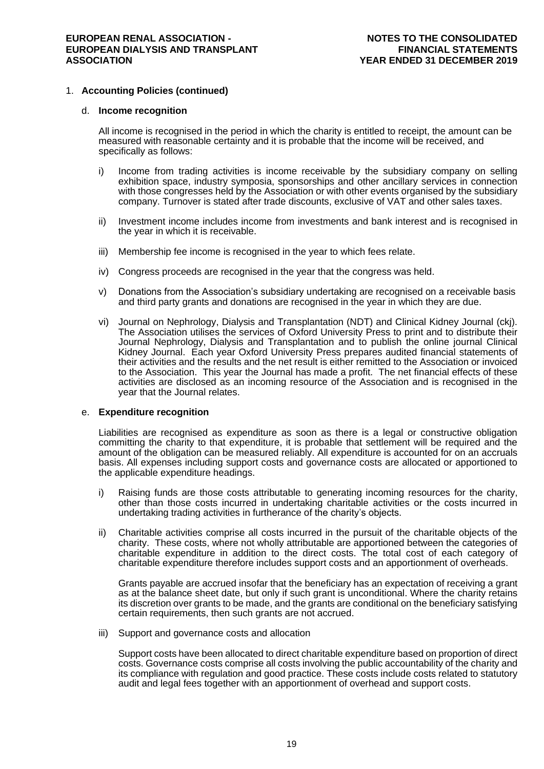## 1. Accounting Policies (continued)

### d. Income recognition

All income is recognised in the period in which the charity is entitled to receipt, the amount can be measured with reasonable certainty and it is probable that the income will be received, and specifically as follows:

i) Income from trading activities is income receivable by the subsidiary company on selling exhibition space, industry symposia, sponsorships and other ancillary services in connection with those congresses held by the Association or with other events organised by the subsidiary company. Turnover is stated after trade discounts, exclusive of VAT and other sales taxes.

ii) Investment income includes income from investments and bank interest and is recognised in the year in which it is receivable.

iii) Membership fee income is recognised in the year to which fees relate.

iv) Congress proceeds are recognised in the year that the congress was held.

v) Donations from the Association's subsidiary undertaking are recognised on a receivable basis and third party grants and donations are recognised in the year in which they are due.

vi) Journal on Nephrology, Dialysis and Transplantation (NDT) and Clinical Kidney Journal (ckj). The Association utilises the services of Oxford University Press to print and to distribute their Journal Nephrology, Dialysis and Transplantation and to publish the online journal Clinical Kidney Journal. Each year Oxford University Press prepares audited financial statements of their activities and the results and the net result is either remitted to the Association or invoiced to the Association. This year the Journal has made a profit. The net financial effects of these activities are disclosed as an incoming resource of the Association and is recognised in the year that the Journal relates.

### e. Expenditure recognition

Liabilities are recognised as expenditure as soon as there is a legal or constructive obligation committing the charity to that expenditure, it is probable that settlement will be required and the amount of the obligation can be measured reliably. All expenditure is accounted for on an accruals basis. All expenses including support costs and governance costs are allocated or apportioned to the applicable expenditure headings.

i) Raising funds are those costs attributable to generating incoming resources for the charity, other than those costs incurred in undertaking charitable activities or the costs incurred in undertaking trading activities in furtherance of the charity's objects.

ii) Charitable activities comprise all costs incurred in the pursuit of the charitable objects of the charity. These costs, where not wholly attributable are apportioned between the categories of charitable expenditure in addition to the direct costs. The total cost of each category of charitable expenditure therefore includes support costs and an apportionment of overheads.

Grants payable are accrued insofar that the beneficiary has an expectation of receiving a grant as at the balance sheet date, but only if such grant is unconditional. Where the charity retains its discretion over grants to be made, and the grants are conditional on the beneficiary satisfying certain requirements, then such grants are not accrued.

iii) Support and governance costs and allocation

Support costs have been allocated to direct charitable expenditure based on proportion of direct costs. Governance costs comprise all costs involving the public accountability of the charity and its compliance with regulation and good practice. These costs include costs related to statutory audit and legal fees together with an apportionment of overhead and support costs.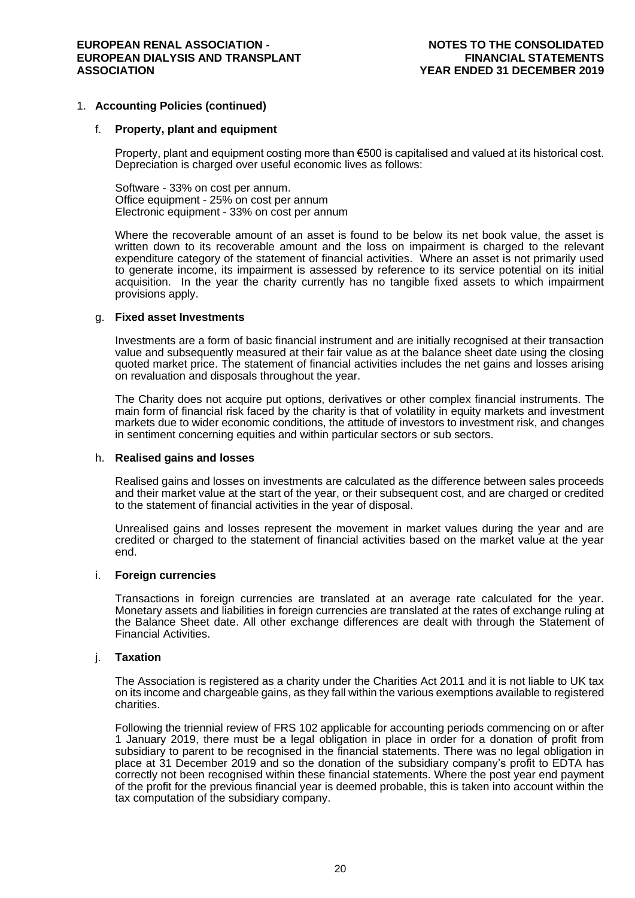## 1. Accounting Policies (continued)

### f. Property, plant and equipment

Property, plant and equipment costing more than €500 is capitalised and valued at its historical cost. Depreciation is charged over useful economic lives as follows:

Software - 33% on cost per annum.
Office equipment - 25% on cost per annum
Electronic equipment - 33% on cost per annum

Where the recoverable amount of an asset is found to be below its net book value, the asset is written down to its recoverable amount and the loss on impairment is charged to the relevant expenditure category of the statement of financial activities. Where an asset is not primarily used to generate income, its impairment is assessed by reference to its service potential on its initial acquisition. In the year the charity currently has no tangible fixed assets to which impairment provisions apply.

### g. Fixed asset Investments

Investments are a form of basic financial instrument and are initially recognised at their transaction value and subsequently measured at their fair value as at the balance sheet date using the closing quoted market price. The statement of financial activities includes the net gains and losses arising on revaluation and disposals throughout the year.

The Charity does not acquire put options, derivatives or other complex financial instruments. The main form of financial risk faced by the charity is that of volatility in equity markets and investment markets due to wider economic conditions, the attitude of investors to investment risk, and changes in sentiment concerning equities and within particular sectors or sub sectors.

### h. Realised gains and losses

Realised gains and losses on investments are calculated as the difference between sales proceeds and their market value at the start of the year, or their subsequent cost, and are charged or credited to the statement of financial activities in the year of disposal.

Unrealised gains and losses represent the movement in market values during the year and are credited or charged to the statement of financial activities based on the market value at the year end.

### i. Foreign currencies

Transactions in foreign currencies are translated at an average rate calculated for the year. Monetary assets and liabilities in foreign currencies are translated at the rates of exchange ruling at the Balance Sheet date. All other exchange differences are dealt with through the Statement of Financial Activities.

### j. Taxation

The Association is registered as a charity under the Charities Act 2011 and it is not liable to UK tax on its income and chargeable gains, as they fall within the various exemptions available to registered charities.

Following the triennial review of FRS 102 applicable for accounting periods commencing on or after 1 January 2019, there must be a legal obligation in place in order for a donation of profit from subsidiary to parent to be recognised in the financial statements. There was no legal obligation in place at 31 December 2019 and so the donation of the subsidiary company's profit to EDTA has correctly not been recognised within these financial statements. Where the post year end payment of the profit for the previous financial year is deemed probable, this is taken into account within the tax computation of the subsidiary company.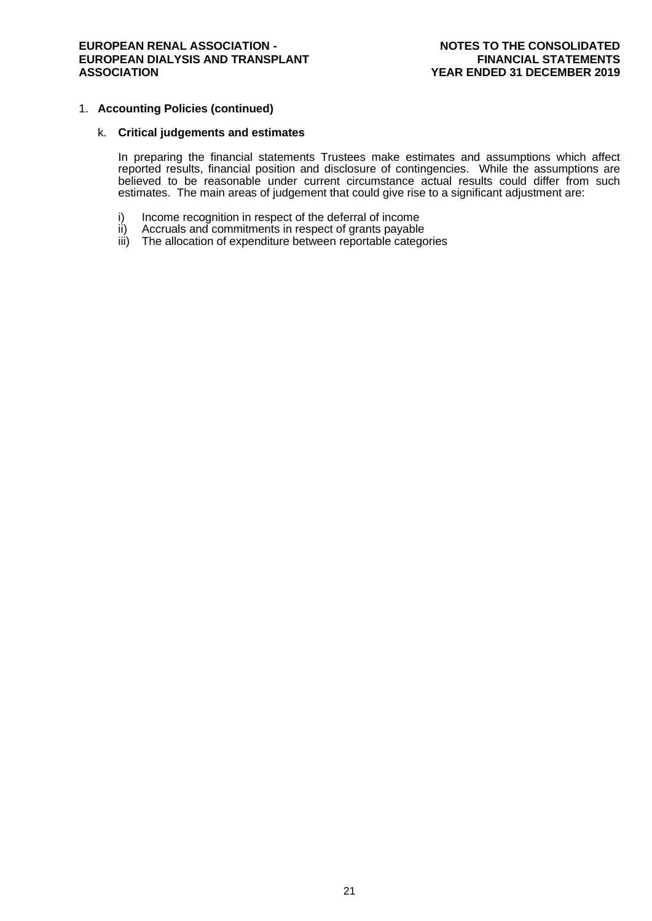## 1. Accounting Policies (continued)

### k. Critical judgements and estimates

In preparing the financial statements Trustees make estimates and assumptions which affect reported results, financial position and disclosure of contingencies. While the assumptions are believed to be reasonable under current circumstance actual results could differ from such estimates. The main areas of judgement that could give rise to a significant adjustment are:

i) Income recognition in respect of the deferral of income
ii) Accruals and commitments in respect of grants payable
iii) The allocation of expenditure between reportable categories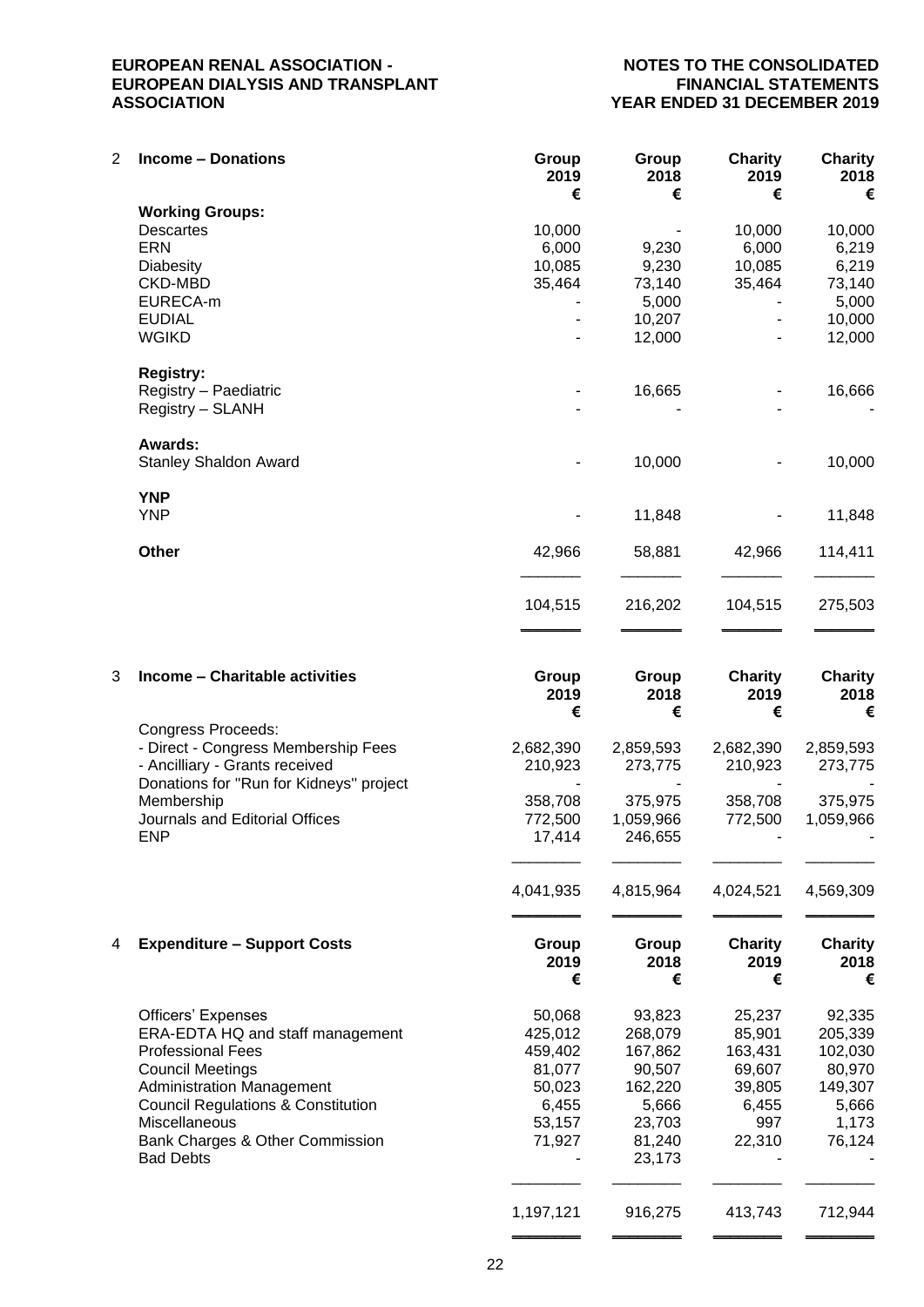## 2 Income – Donations

| | Group 2019 € | Group 2018 € | Charity 2019 € | Charity 2018 € |
|---|---|---|---|---|
| **Working Groups:** | | | | |
| Descartes | 10,000 | - | 10,000 | 10,000 |
| ERN | 6,000 | 9,230 | 6,000 | 6,219 |
| Diabesity | 10,085 | 9,230 | 10,085 | 6,219 |
| CKD-MBD | 35,464 | 73,140 | 35,464 | 73,140 |
| EURECA-m | - | 5,000 | - | 5,000 |
| EUDIAL | - | 10,207 | - | 10,000 |
| WGIKD | - | 12,000 | - | 12,000 |
| **Registry:** | | | | |
| Registry – Paediatric | - | 16,665 | - | 16,666 |
| Registry – SLANH | - | - | - | - |
| **Awards:** | | | | |
| Stanley Shaldon Award | - | 10,000 | - | 10,000 |
| **YNP** | | | | |
| YNP | - | 11,848 | - | 11,848 |
| **Other** | 42,966 | 58,881 | 42,966 | 114,411 |
| | 104,515 | 216,202 | 104,515 | 275,503 |

## 3 Income – Charitable activities

| | Group 2019 € | Group 2018 € | Charity 2019 € | Charity 2018 € |
|---|---|---|---|---|
| Congress Proceeds: | | | | |
| - Direct - Congress Membership Fees | 2,682,390 | 2,859,593 | 2,682,390 | 2,859,593 |
| - Ancilliary - Grants received | 210,923 | 273,775 | 210,923 | 273,775 |
| Donations for "Run for Kidneys" project | - | - | - | - |
| Membership | 358,708 | 375,975 | 358,708 | 375,975 |
| Journals and Editorial Offices | 772,500 | 1,059,966 | 772,500 | 1,059,966 |
| ENP | 17,414 | 246,655 | - | - |
| | 4,041,935 | 4,815,964 | 4,024,521 | 4,569,309 |

## 4 Expenditure – Support Costs

| | Group 2019 € | Group 2018 € | Charity 2019 € | Charity 2018 € |
|---|---|---|---|---|
| Officers' Expenses | 50,068 | 93,823 | 25,237 | 92,335 |
| ERA-EDTA HQ and staff management | 425,012 | 268,079 | 85,901 | 205,339 |
| Professional Fees | 459,402 | 167,862 | 163,431 | 102,030 |
| Council Meetings | 81,077 | 90,507 | 69,607 | 80,970 |
| Administration Management | 50,023 | 162,220 | 39,805 | 149,307 |
| Council Regulations & Constitution | 6,455 | 5,666 | 6,455 | 5,666 |
| Miscellaneous | 53,157 | 23,703 | 997 | 1,173 |
| Bank Charges & Other Commission | 71,927 | 81,240 | 22,310 | 76,124 |
| Bad Debts | - | 23,173 | - | - |
| | 1,197,121 | 916,275 | 413,743 | 712,944 |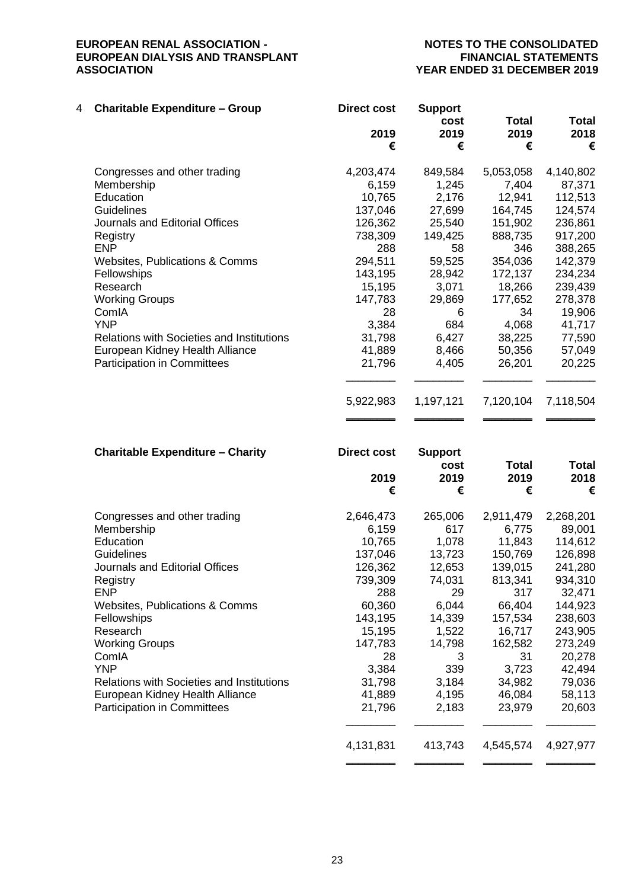### 4 Charitable Expenditure – Group

| | Direct cost 2019 € | Support cost 2019 € | Total 2019 € | Total 2018 € |
|---|---|---|---|---|
| Congresses and other trading | 4,203,474 | 849,584 | 5,053,058 | 4,140,802 |
| Membership | 6,159 | 1,245 | 7,404 | 87,371 |
| Education | 10,765 | 2,176 | 12,941 | 112,513 |
| Guidelines | 137,046 | 27,699 | 164,745 | 124,574 |
| Journals and Editorial Offices | 126,362 | 25,540 | 151,902 | 236,861 |
| Registry | 738,309 | 149,425 | 888,735 | 917,200 |
| ENP | 288 | 58 | 346 | 388,265 |
| Websites, Publications & Comms | 294,511 | 59,525 | 354,036 | 142,379 |
| Fellowships | 143,195 | 28,942 | 172,137 | 234,234 |
| Research | 15,195 | 3,071 | 18,266 | 239,439 |
| Working Groups | 147,783 | 29,869 | 177,652 | 278,378 |
| ComIA | 28 | 6 | 34 | 19,906 |
| YNP | 3,384 | 684 | 4,068 | 41,717 |
| Relations with Societies and Institutions | 31,798 | 6,427 | 38,225 | 77,590 |
| European Kidney Health Alliance | 41,889 | 8,466 | 50,356 | 57,049 |
| Participation in Committees | 21,796 | 4,405 | 26,201 | 20,225 |
| | 5,922,983 | 1,197,121 | 7,120,104 | 7,118,504 |

### Charitable Expenditure – Charity

| | Direct cost 2019 € | Support cost 2019 € | Total 2019 € | Total 2018 € |
|---|---|---|---|---|
| Congresses and other trading | 2,646,473 | 265,006 | 2,911,479 | 2,268,201 |
| Membership | 6,159 | 617 | 6,775 | 89,001 |
| Education | 10,765 | 1,078 | 11,843 | 114,612 |
| Guidelines | 137,046 | 13,723 | 150,769 | 126,898 |
| Journals and Editorial Offices | 126,362 | 12,653 | 139,015 | 241,280 |
| Registry | 739,309 | 74,031 | 813,341 | 934,310 |
| ENP | 288 | 29 | 317 | 32,471 |
| Websites, Publications & Comms | 60,360 | 6,044 | 66,404 | 144,923 |
| Fellowships | 143,195 | 14,339 | 157,534 | 238,603 |
| Research | 15,195 | 1,522 | 16,717 | 243,905 |
| Working Groups | 147,783 | 14,798 | 162,582 | 273,249 |
| ComIA | 28 | 3 | 31 | 20,278 |
| YNP | 3,384 | 339 | 3,723 | 42,494 |
| Relations with Societies and Institutions | 31,798 | 3,184 | 34,982 | 79,036 |
| European Kidney Health Alliance | 41,889 | 4,195 | 46,084 | 58,113 |
| Participation in Committees | 21,796 | 2,183 | 23,979 | 20,603 |
| | 4,131,831 | 413,743 | 4,545,574 | 4,927,977 |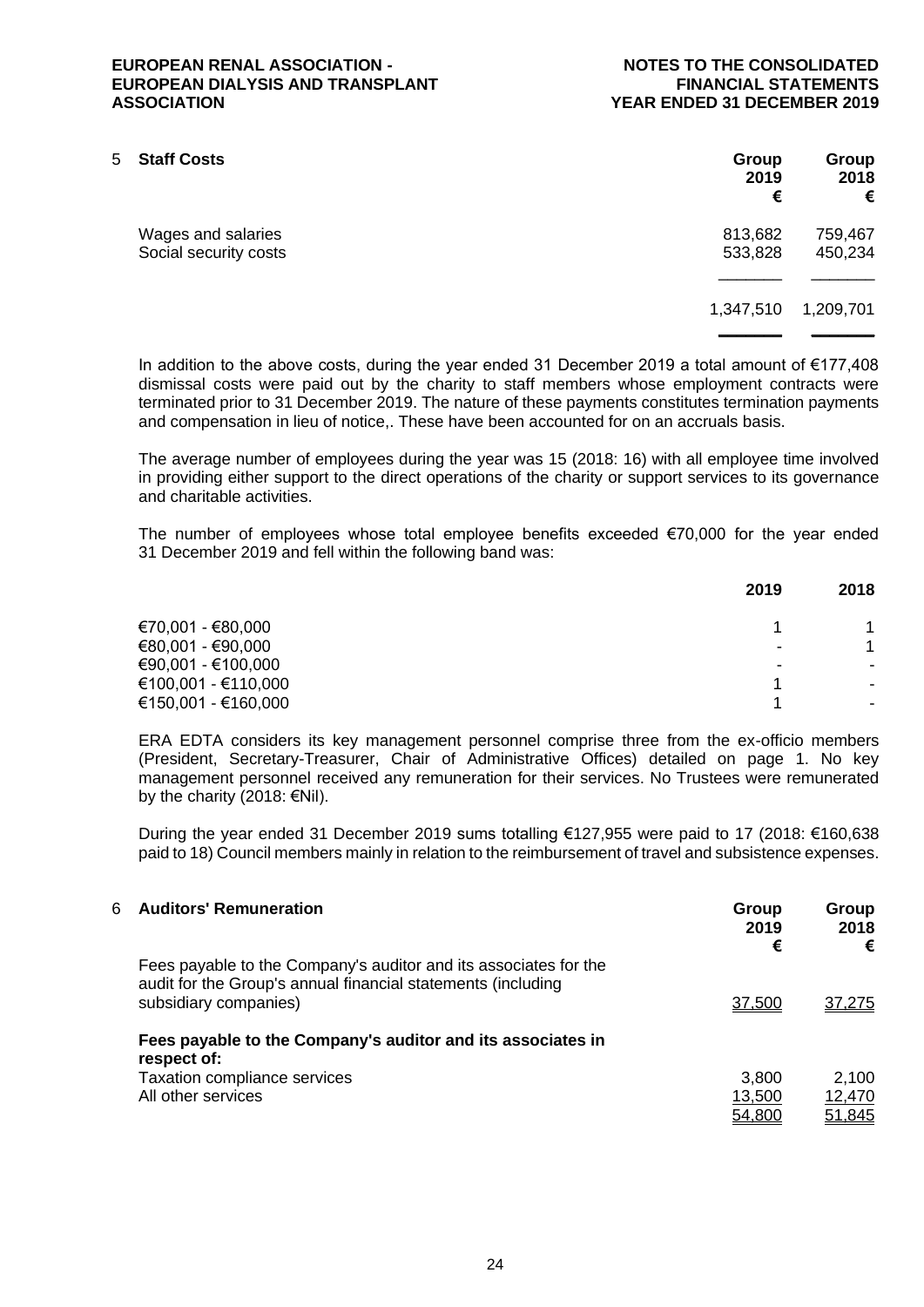## 5 Staff Costs

| | Group 2019 € | Group 2018 € |
|---|---|---|
| Wages and salaries | 813,682 | 759,467 |
| Social security costs | 533,828 | 450,234 |
| | 1,347,510 | 1,209,701 |

In addition to the above costs, during the year ended 31 December 2019 a total amount of €177,408 dismissal costs were paid out by the charity to staff members whose employment contracts were terminated prior to 31 December 2019. The nature of these payments constitutes termination payments and compensation in lieu of notice,. These have been accounted for on an accruals basis.

The average number of employees during the year was 15 (2018: 16) with all employee time involved in providing either support to the direct operations of the charity or support services to its governance and charitable activities.

The number of employees whose total employee benefits exceeded €70,000 for the year ended 31 December 2019 and fell within the following band was:

| | 2019 | 2018 |
|---|---|---|
| €70,001 - €80,000 | 1 | 1 |
| €80,001 - €90,000 | - | 1 |
| €90,001 - €100,000 | - | - |
| €100,001 - €110,000 | 1 | - |
| €150,001 - €160,000 | 1 | - |

ERA EDTA considers its key management personnel comprise three from the ex-officio members (President, Secretary-Treasurer, Chair of Administrative Offices) detailed on page 1. No key management personnel received any remuneration for their services. No Trustees were remunerated by the charity (2018: €Nil).

During the year ended 31 December 2019 sums totalling €127,955 were paid to 17 (2018: €160,638 paid to 18) Council members mainly in relation to the reimbursement of travel and subsistence expenses.

## 6 Auditors' Remuneration

| | Group 2019 € | Group 2018 € |
|---|---|---|
| Fees payable to the Company's auditor and its associates for the audit for the Group's annual financial statements (including subsidiary companies) | 37,500 | 37,275 |
| **Fees payable to the Company's auditor and its associates in respect of:** | | |
| Taxation compliance services | 3,800 | 2,100 |
| All other services | 13,500 | 12,470 |
| | 54,800 | 51,845 |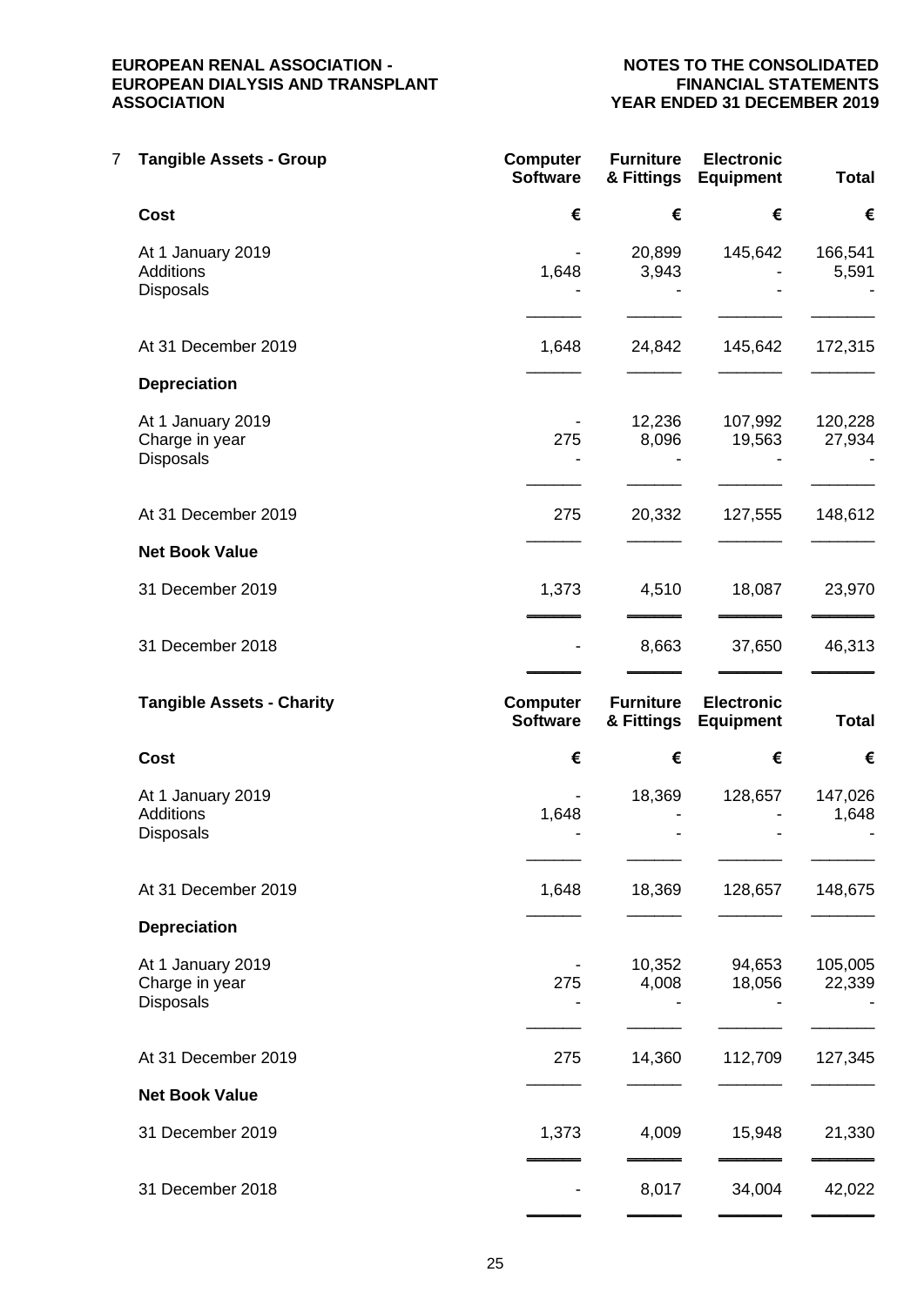## 7 Tangible Assets - Group

| | Computer Software | Furniture & Fittings | Electronic Equipment | Total |
|---|---|---|---|---|
| **Cost** | € | € | € | € |
| At 1 January 2019 | - | 20,899 | 145,642 | 166,541 |
| Additions | 1,648 | 3,943 | - | 5,591 |
| Disposals | - | - | - | - |
| At 31 December 2019 | 1,648 | 24,842 | 145,642 | 172,315 |
| **Depreciation** | | | | |
| At 1 January 2019 | - | 12,236 | 107,992 | 120,228 |
| Charge in year | 275 | 8,096 | 19,563 | 27,934 |
| Disposals | - | - | - | - |
| At 31 December 2019 | 275 | 20,332 | 127,555 | 148,612 |
| **Net Book Value** | | | | |
| 31 December 2019 | 1,373 | 4,510 | 18,087 | 23,970 |
| 31 December 2018 | - | 8,663 | 37,650 | 46,313 |

### Tangible Assets - Charity

| | Computer Software | Furniture & Fittings | Electronic Equipment | Total |
|---|---|---|---|---|
| **Cost** | € | € | € | € |
| At 1 January 2019 | - | 18,369 | 128,657 | 147,026 |
| Additions | 1,648 | - | - | 1,648 |
| Disposals | - | - | - | - |
| At 31 December 2019 | 1,648 | 18,369 | 128,657 | 148,675 |
| **Depreciation** | | | | |
| At 1 January 2019 | - | 10,352 | 94,653 | 105,005 |
| Charge in year | 275 | 4,008 | 18,056 | 22,339 |
| Disposals | - | - | - | - |
| At 31 December 2019 | 275 | 14,360 | 112,709 | 127,345 |
| **Net Book Value** | | | | |
| 31 December 2019 | 1,373 | 4,009 | 15,948 | 21,330 |
| 31 December 2018 | - | 8,017 | 34,004 | 42,022 |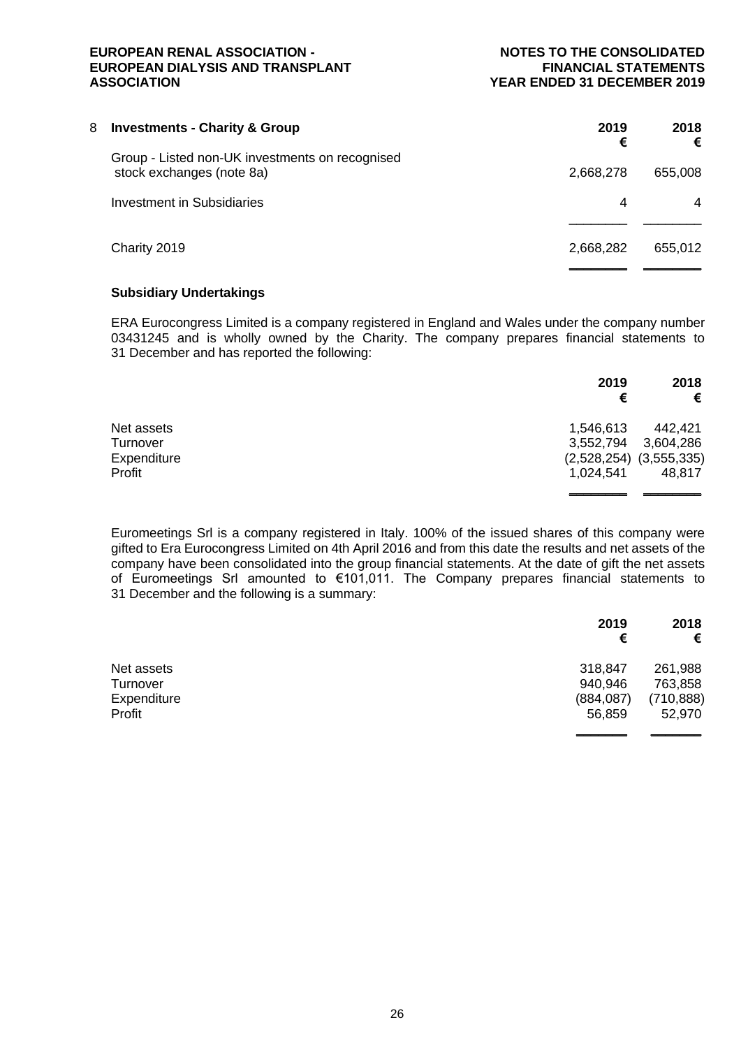## 8 Investments - Charity & Group

| | 2019 € | 2018 € |
|---|---|---|
| Group - Listed non-UK investments on recognised stock exchanges (note 8a) | 2,668,278 | 655,008 |
| Investment in Subsidiaries | 4 | 4 |
| Charity 2019 | 2,668,282 | 655,012 |

### Subsidiary Undertakings

ERA Eurocongress Limited is a company registered in England and Wales under the company number 03431245 and is wholly owned by the Charity. The company prepares financial statements to 31 December and has reported the following:

| | 2019 € | 2018 € |
|---|---|---|
| Net assets | 1,546,613 | 442,421 |
| Turnover | 3,552,794 | 3,604,286 |
| Expenditure | (2,528,254) | (3,555,335) |
| Profit | 1,024,541 | 48,817 |

Euromeetings Srl is a company registered in Italy. 100% of the issued shares of this company were gifted to Era Eurocongress Limited on 4th April 2016 and from this date the results and net assets of the company have been consolidated into the group financial statements. At the date of gift the net assets of Euromeetings Srl amounted to €101,011. The Company prepares financial statements to 31 December and the following is a summary:

| | 2019 € | 2018 € |
|---|---|---|
| Net assets | 318,847 | 261,988 |
| Turnover | 940,946 | 763,858 |
| Expenditure | (884,087) | (710,888) |
| Profit | 56,859 | 52,970 |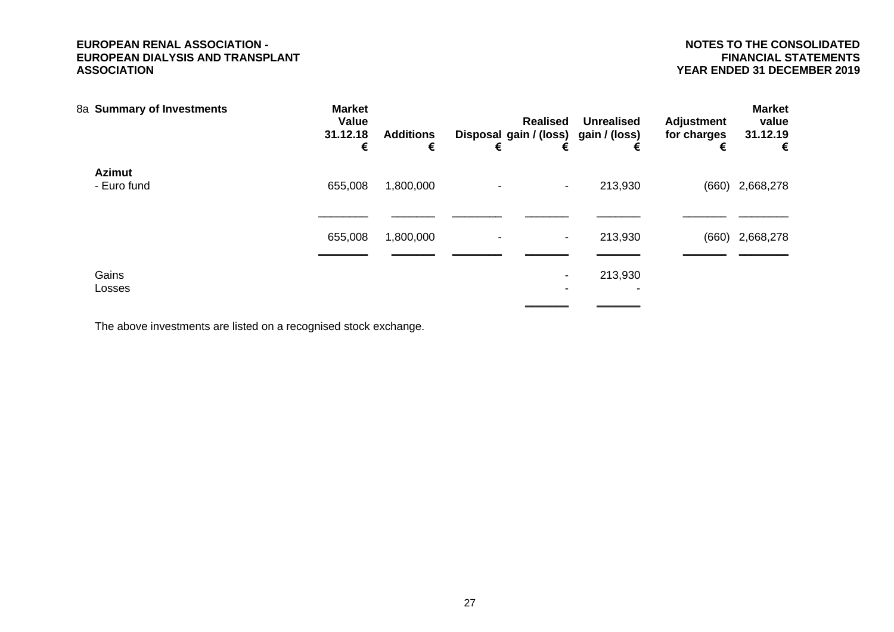## 8a Summary of Investments

| | Market Value 31.12.18 € | Additions € | Disposal € | Realised gain / (loss) € | Unrealised gain / (loss) € | Adjustment for charges € | Market value 31.12.19 € |
|---|---|---|---|---|---|---|---|
| **Azimut** | | | | | | | |
| - Euro fund | 655,008 | 1,800,000 | - | - | 213,930 | (660) | 2,668,278 |
| | 655,008 | 1,800,000 | - | - | 213,930 | (660) | 2,668,278 |
| Gains | | | | - | 213,930 | | |
| Losses | | | | - | - | | |

The above investments are listed on a recognised stock exchange.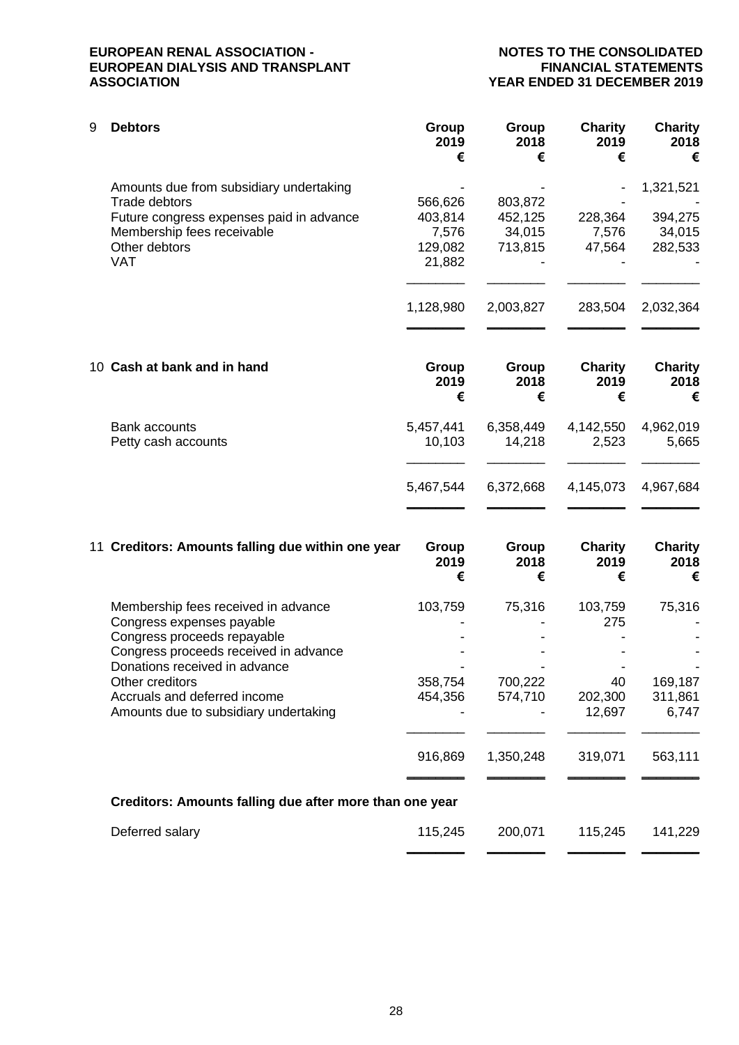## 9 Debtors

| | Group 2019 € | Group 2018 € | Charity 2019 € | Charity 2018 € |
|---|---|---|---|---|
| Amounts due from subsidiary undertaking | - | - | - | 1,321,521 |
| Trade debtors | 566,626 | 803,872 | - | - |
| Future congress expenses paid in advance | 403,814 | 452,125 | 228,364 | 394,275 |
| Membership fees receivable | 7,576 | 34,015 | 7,576 | 34,015 |
| Other debtors | 129,082 | 713,815 | 47,564 | 282,533 |
| VAT | 21,882 | - | - | - |
| | 1,128,980 | 2,003,827 | 283,504 | 2,032,364 |

## 10 Cash at bank and in hand

| | Group 2019 € | Group 2018 € | Charity 2019 € | Charity 2018 € |
|---|---|---|---|---|
| Bank accounts | 5,457,441 | 6,358,449 | 4,142,550 | 4,962,019 |
| Petty cash accounts | 10,103 | 14,218 | 2,523 | 5,665 |
| | 5,467,544 | 6,372,668 | 4,145,073 | 4,967,684 |

## 11 Creditors: Amounts falling due within one year

| | Group 2019 € | Group 2018 € | Charity 2019 € | Charity 2018 € |
|---|---|---|---|---|
| Membership fees received in advance | 103,759 | 75,316 | 103,759 | 75,316 |
| Congress expenses payable | - | - | 275 | - |
| Congress proceeds repayable | - | - | - | - |
| Congress proceeds received in advance | - | - | - | - |
| Donations received in advance | - | - | - | - |
| Other creditors | 358,754 | 700,222 | 40 | 169,187 |
| Accruals and deferred income | 454,356 | 574,710 | 202,300 | 311,861 |
| Amounts due to subsidiary undertaking | - | - | 12,697 | 6,747 |
| | 916,869 | 1,350,248 | 319,071 | 563,111 |

### Creditors: Amounts falling due after more than one year

| | Group 2019 € | Group 2018 € | Charity 2019 € | Charity 2018 € |
|---|---|---|---|---|
| Deferred salary | 115,245 | 200,071 | 115,245 | 141,229 |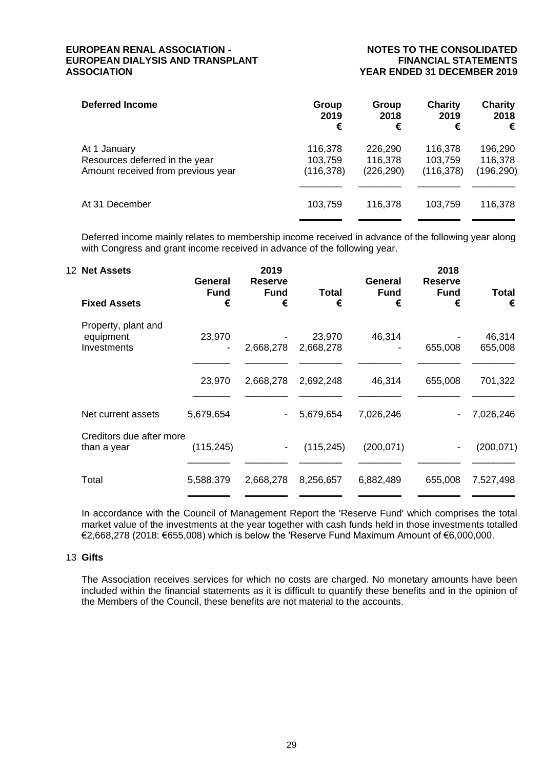| Deferred Income | Group 2019 € | Group 2018 € | Charity 2019 € | Charity 2018 € |
|---|---|---|---|---|
| At 1 January | 116,378 | 226,290 | 116,378 | 196,290 |
| Resources deferred in the year | 103,759 | 116,378 | 103,759 | 116,378 |
| Amount received from previous year | (116,378) | (226,290) | (116,378) | (196,290) |
| At 31 December | 103,759 | 116,378 | 103,759 | 116,378 |

Deferred income mainly relates to membership income received in advance of the following year along with Congress and grant income received in advance of the following year.

## 12 Net Assets

| | 2019 | | | 2018 | | |
|---|---|---|---|---|---|---|
| **Fixed Assets** | **General Fund €** | **Reserve Fund €** | **Total €** | **General Fund €** | **Reserve Fund €** | **Total €** |
| Property, plant and equipment | 23,970 | - | 23,970 | 46,314 | - | 46,314 |
| Investments | - | 2,668,278 | 2,668,278 | - | 655,008 | 655,008 |
| | 23,970 | 2,668,278 | 2,692,248 | 46,314 | 655,008 | 701,322 |
| Net current assets | 5,679,654 | - | 5,679,654 | 7,026,246 | - | 7,026,246 |
| Creditors due after more than a year | (115,245) | - | (115,245) | (200,071) | - | (200,071) |
| Total | 5,588,379 | 2,668,278 | 8,256,657 | 6,882,489 | 655,008 | 7,527,498 |

In accordance with the Council of Management Report the 'Reserve Fund' which comprises the total market value of the investments at the year together with cash funds held in those investments totalled €2,668,278 (2018: €655,008) which is below the 'Reserve Fund Maximum Amount of €6,000,000.

## 13 Gifts

The Association receives services for which no costs are charged. No monetary amounts have been included within the financial statements as it is difficult to quantify these benefits and in the opinion of the Members of the Council, these benefits are not material to the accounts.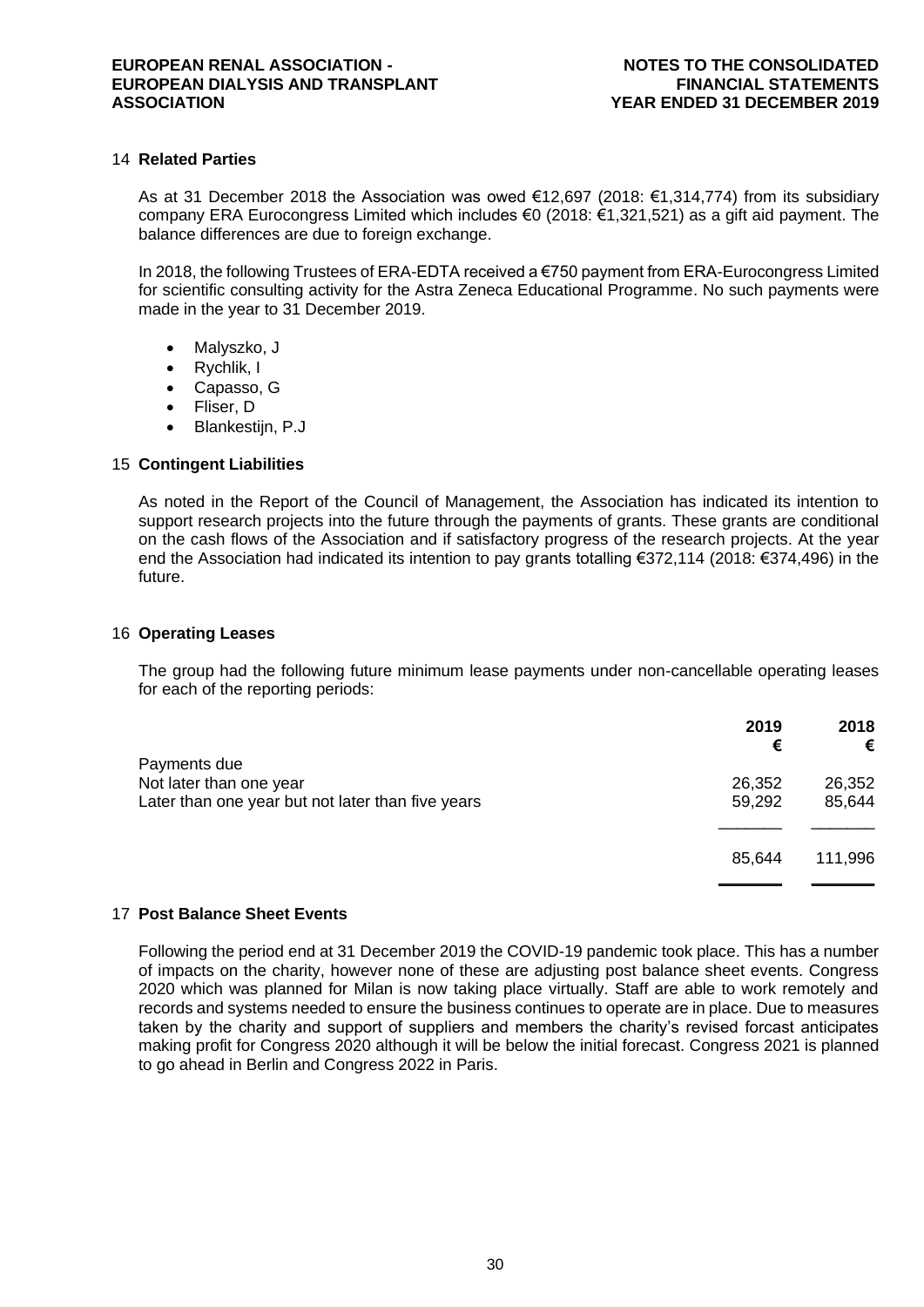## 14 Related Parties

As at 31 December 2018 the Association was owed €12,697 (2018: €1,314,774) from its subsidiary company ERA Eurocongress Limited which includes €0 (2018: €1,321,521) as a gift aid payment. The balance differences are due to foreign exchange.

In 2018, the following Trustees of ERA-EDTA received a €750 payment from ERA-Eurocongress Limited for scientific consulting activity for the Astra Zeneca Educational Programme. No such payments were made in the year to 31 December 2019.

- Malyszko, J
- Rychlik, I
- Capasso, G
- Fliser, D
- Blankestijn, P.J

## 15 Contingent Liabilities

As noted in the Report of the Council of Management, the Association has indicated its intention to support research projects into the future through the payments of grants. These grants are conditional on the cash flows of the Association and if satisfactory progress of the research projects. At the year end the Association had indicated its intention to pay grants totalling €372,114 (2018: €374,496) in the future.

## 16 Operating Leases

The group had the following future minimum lease payments under non-cancellable operating leases for each of the reporting periods:

| | 2019<br>€ | 2018<br>€ |
|---|---|---|
| Payments due | | |
| Not later than one year | 26,352 | 26,352 |
| Later than one year but not later than five years | 59,292 | 85,644 |
| | 85,644 | 111,996 |

## 17 Post Balance Sheet Events

Following the period end at 31 December 2019 the COVID-19 pandemic took place. This has a number of impacts on the charity, however none of these are adjusting post balance sheet events. Congress 2020 which was planned for Milan is now taking place virtually. Staff are able to work remotely and records and systems needed to ensure the business continues to operate are in place. Due to measures taken by the charity and support of suppliers and members the charity's revised forcast anticipates making profit for Congress 2020 although it will be below the initial forecast. Congress 2021 is planned to go ahead in Berlin and Congress 2022 in Paris.